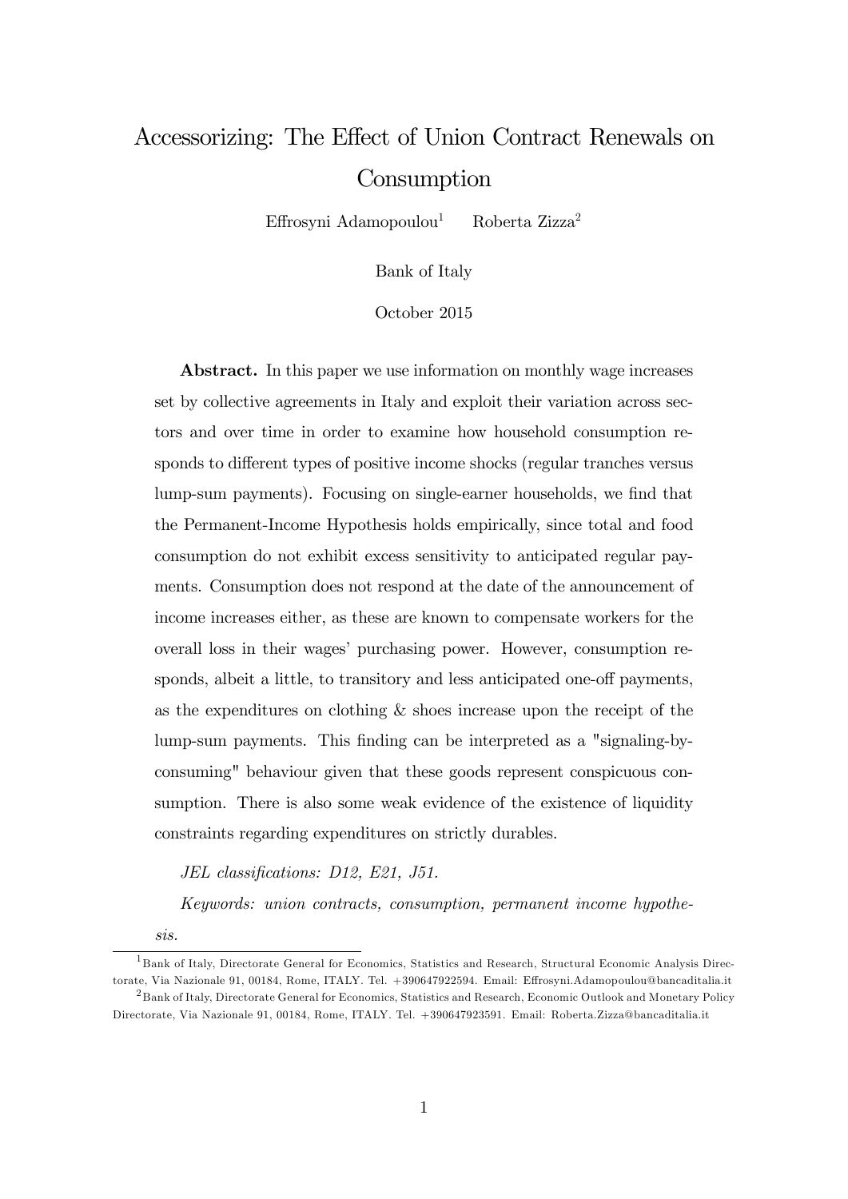# Accessorizing: The Effect of Union Contract Renewals on Consumption

Effrosyni Adamopoulou[1] Roberta Zizza[2]

Bank of Italy

October 2015

**Abstract.** In this paper we use information on monthly wage increases set by collective agreements in Italy and exploit their variation across sectors and over time in order to examine how household consumption responds to different types of positive income shocks (regular tranches versus lump-sum payments). Focusing on single-earner households, we find that the Permanent-Income Hypothesis holds empirically, since total and food consumption do not exhibit excess sensitivity to anticipated regular payments. Consumption does not respond at the date of the announcement of income increases either, as these are known to compensate workers for the overall loss in their wages' purchasing power. However, consumption responds, albeit a little, to transitory and less anticipated one-off payments, as the expenditures on clothing & shoes increase upon the receipt of the lump-sum payments. This finding can be interpreted as a "signaling-by-consuming" behaviour given that these goods represent conspicuous consumption. There is also some weak evidence of the existence of liquidity constraints regarding expenditures on strictly durables.

*JEL classifications: D12, E21, J51.*

*Keywords: union contracts, consumption, permanent income hypothesis.*

---

[1] Bank of Italy, Directorate General for Economics, Statistics and Research, Structural Economic Analysis Directorate, Via Nazionale 91, 00184, Rome, ITALY. Tel. +390647922594. Email: Effrosyni.Adamopoulou@bancaditalia.it

[2] Bank of Italy, Directorate General for Economics, Statistics and Research, Economic Outlook and Monetary Policy Directorate, Via Nazionale 91, 00184, Rome, ITALY. Tel. +390647923591. Email: Roberta.Zizza@bancaditalia.it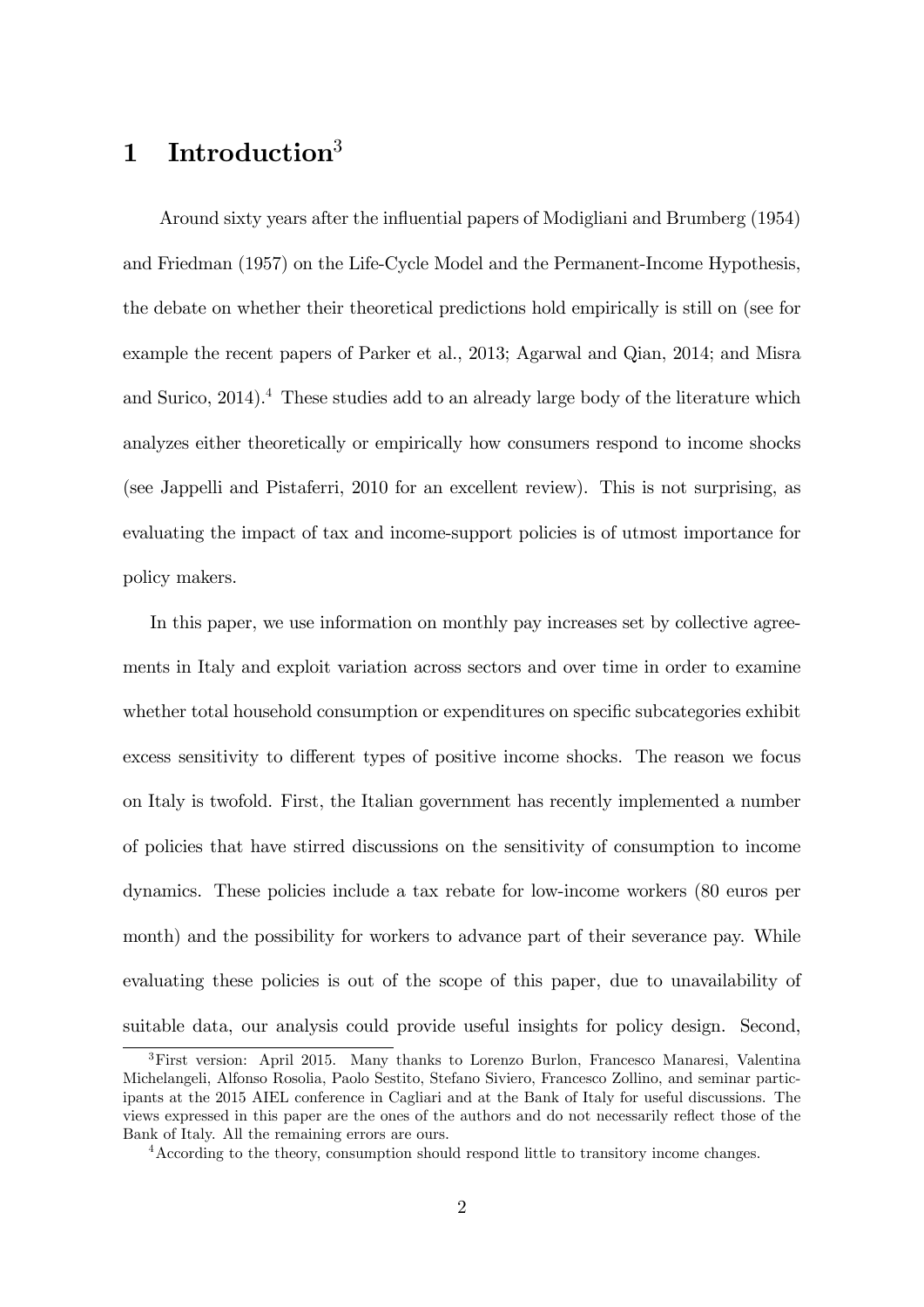# 1 Introduction[3]

Around sixty years after the influential papers of Modigliani and Brumberg (1954) and Friedman (1957) on the Life-Cycle Model and the Permanent-Income Hypothesis, the debate on whether their theoretical predictions hold empirically is still on (see for example the recent papers of Parker et al., 2013; Agarwal and Qian, 2014; and Misra and Surico, 2014).[4] These studies add to an already large body of the literature which analyzes either theoretically or empirically how consumers respond to income shocks (see Jappelli and Pistaferri, 2010 for an excellent review). This is not surprising, as evaluating the impact of tax and income-support policies is of utmost importance for policy makers.

In this paper, we use information on monthly pay increases set by collective agreements in Italy and exploit variation across sectors and over time in order to examine whether total household consumption or expenditures on specific subcategories exhibit excess sensitivity to different types of positive income shocks. The reason we focus on Italy is twofold. First, the Italian government has recently implemented a number of policies that have stirred discussions on the sensitivity of consumption to income dynamics. These policies include a tax rebate for low-income workers (80 euros per month) and the possibility for workers to advance part of their severance pay. While evaluating these policies is out of the scope of this paper, due to unavailability of suitable data, our analysis could provide useful insights for policy design. Second,

[3] First version: April 2015. Many thanks to Lorenzo Burlon, Francesco Manaresi, Valentina Michelangeli, Alfonso Rosolia, Paolo Sestito, Stefano Siviero, Francesco Zollino, and seminar participants at the 2015 AIEL conference in Cagliari and at the Bank of Italy for useful discussions. The views expressed in this paper are the ones of the authors and do not necessarily reflect those of the Bank of Italy. All the remaining errors are ours.

[4] According to the theory, consumption should respond little to transitory income changes.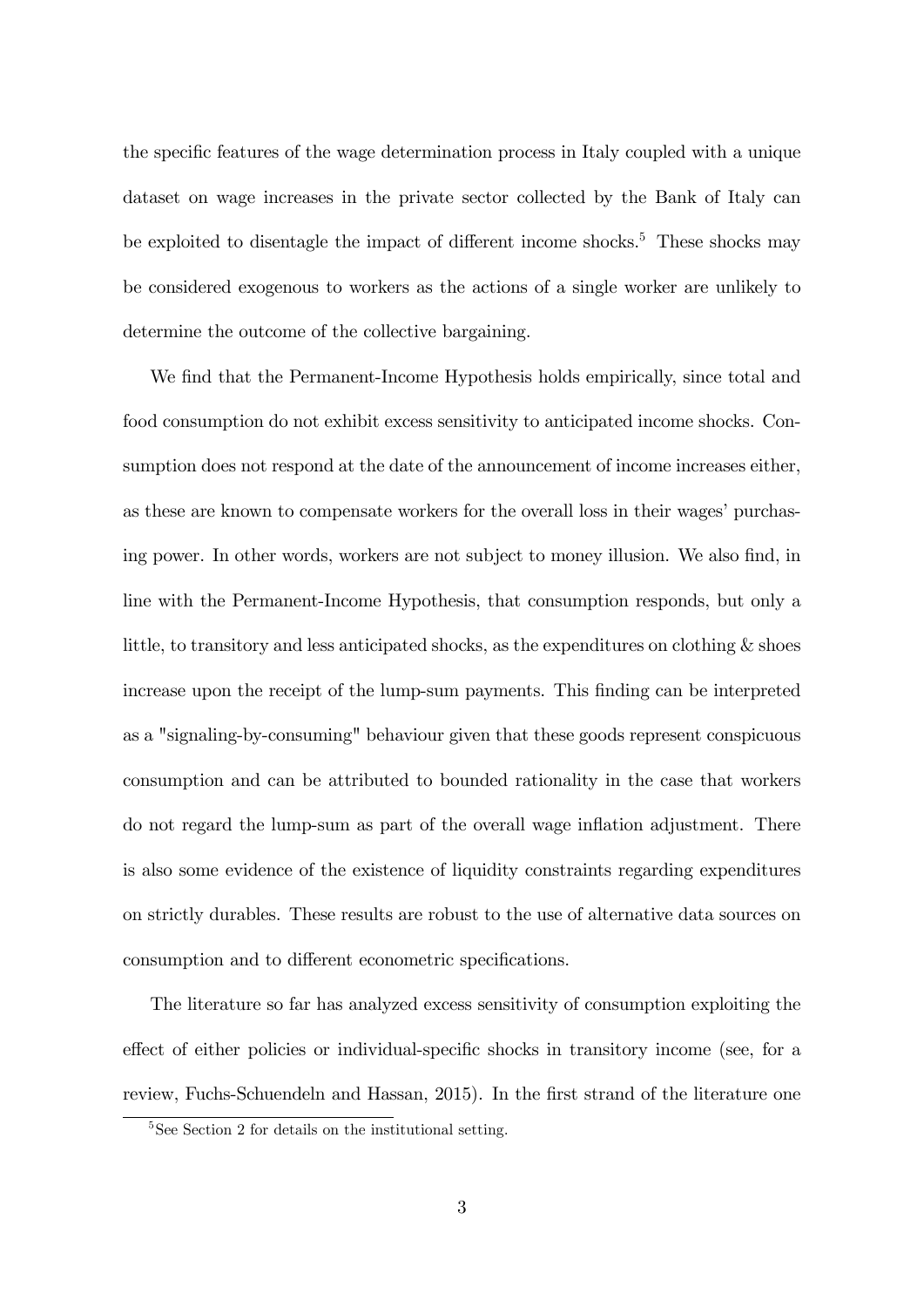the specific features of the wage determination process in Italy coupled with a unique dataset on wage increases in the private sector collected by the Bank of Italy can be exploited to disentagle the impact of different income shocks.[5] These shocks may be considered exogenous to workers as the actions of a single worker are unlikely to determine the outcome of the collective bargaining.

We find that the Permanent-Income Hypothesis holds empirically, since total and food consumption do not exhibit excess sensitivity to anticipated income shocks. Consumption does not respond at the date of the announcement of income increases either, as these are known to compensate workers for the overall loss in their wages' purchasing power. In other words, workers are not subject to money illusion. We also find, in line with the Permanent-Income Hypothesis, that consumption responds, but only a little, to transitory and less anticipated shocks, as the expenditures on clothing & shoes increase upon the receipt of the lump-sum payments. This finding can be interpreted as a "signaling-by-consuming" behaviour given that these goods represent conspicuous consumption and can be attributed to bounded rationality in the case that workers do not regard the lump-sum as part of the overall wage inflation adjustment. There is also some evidence of the existence of liquidity constraints regarding expenditures on strictly durables. These results are robust to the use of alternative data sources on consumption and to different econometric specifications.

The literature so far has analyzed excess sensitivity of consumption exploiting the effect of either policies or individual-specific shocks in transitory income (see, for a review, Fuchs-Schuendeln and Hassan, 2015). In the first strand of the literature one

[5] See Section 2 for details on the institutional setting.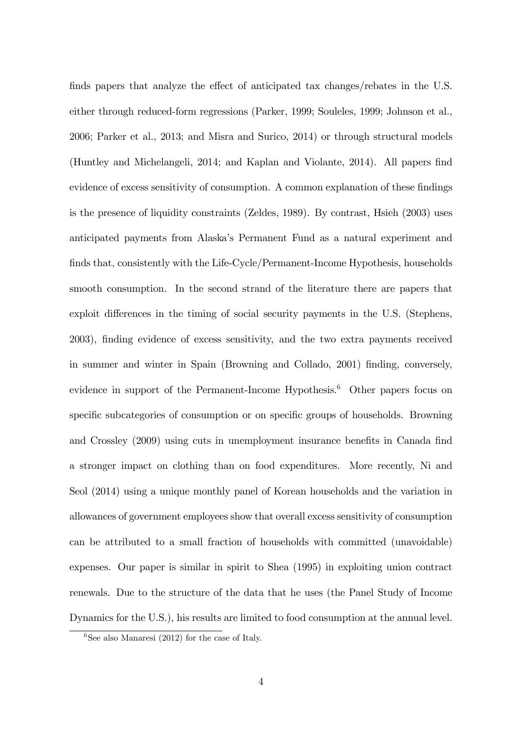finds papers that analyze the effect of anticipated tax changes/rebates in the U.S. either through reduced-form regressions (Parker, 1999; Souleles, 1999; Johnson et al., 2006; Parker et al., 2013; and Misra and Surico, 2014) or through structural models (Huntley and Michelangeli, 2014; and Kaplan and Violante, 2014). All papers find evidence of excess sensitivity of consumption. A common explanation of these findings is the presence of liquidity constraints (Zeldes, 1989). By contrast, Hsieh (2003) uses anticipated payments from Alaska's Permanent Fund as a natural experiment and finds that, consistently with the Life-Cycle/Permanent-Income Hypothesis, households smooth consumption. In the second strand of the literature there are papers that exploit differences in the timing of social security payments in the U.S. (Stephens, 2003), finding evidence of excess sensitivity, and the two extra payments received in summer and winter in Spain (Browning and Collado, 2001) finding, conversely, evidence in support of the Permanent-Income Hypothesis.[6] Other papers focus on specific subcategories of consumption or on specific groups of households. Browning and Crossley (2009) using cuts in unemployment insurance benefits in Canada find a stronger impact on clothing than on food expenditures. More recently, Ni and Seol (2014) using a unique monthly panel of Korean households and the variation in allowances of government employees show that overall excess sensitivity of consumption can be attributed to a small fraction of households with committed (unavoidable) expenses. Our paper is similar in spirit to Shea (1995) in exploiting union contract renewals. Due to the structure of the data that he uses (the Panel Study of Income Dynamics for the U.S.), his results are limited to food consumption at the annual level.

[6] See also Manaresi (2012) for the case of Italy.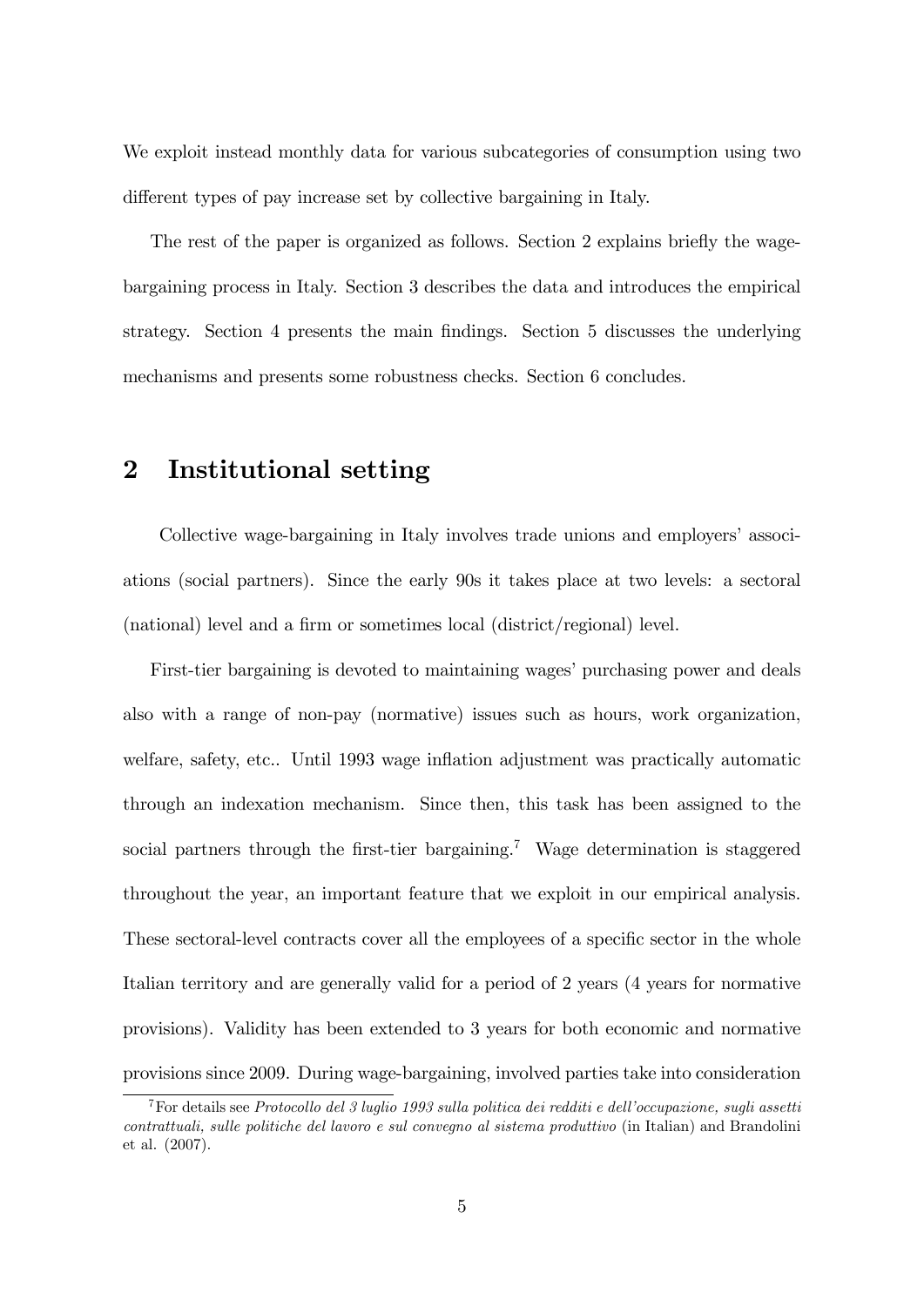We exploit instead monthly data for various subcategories of consumption using two different types of pay increase set by collective bargaining in Italy.

The rest of the paper is organized as follows. Section 2 explains briefly the wage-bargaining process in Italy. Section 3 describes the data and introduces the empirical strategy. Section 4 presents the main findings. Section 5 discusses the underlying mechanisms and presents some robustness checks. Section 6 concludes.

## 2 Institutional setting

Collective wage-bargaining in Italy involves trade unions and employers' associations (social partners). Since the early 90s it takes place at two levels: a sectoral (national) level and a firm or sometimes local (district/regional) level.

First-tier bargaining is devoted to maintaining wages' purchasing power and deals also with a range of non-pay (normative) issues such as hours, work organization, welfare, safety, etc.. Until 1993 wage inflation adjustment was practically automatic through an indexation mechanism. Since then, this task has been assigned to the social partners through the first-tier bargaining.[7] Wage determination is staggered throughout the year, an important feature that we exploit in our empirical analysis. These sectoral-level contracts cover all the employees of a specific sector in the whole Italian territory and are generally valid for a period of 2 years (4 years for normative provisions). Validity has been extended to 3 years for both economic and normative provisions since 2009. During wage-bargaining, involved parties take into consideration

[7] For details see *Protocollo del 3 luglio 1993 sulla politica dei redditi e dell'occupazione, sugli assetti contrattuali, sulle politiche del lavoro e sul convegno al sistema produttivo* (in Italian) and Brandolini et al. (2007).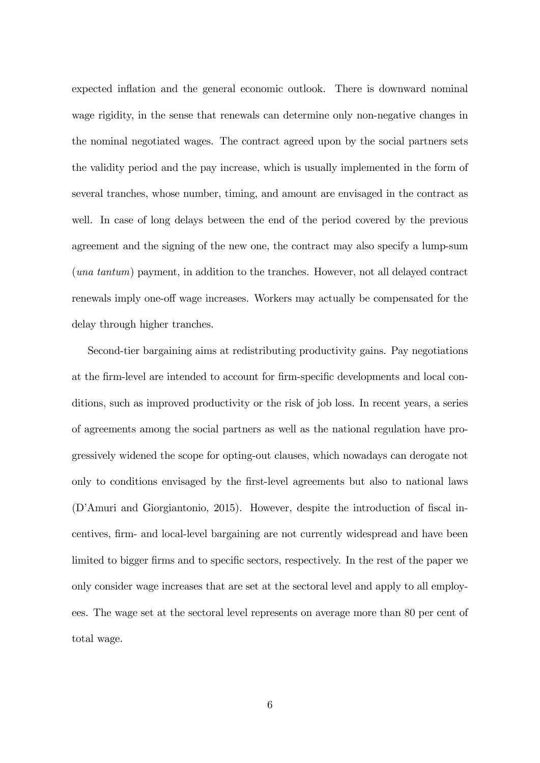expected inflation and the general economic outlook. There is downward nominal wage rigidity, in the sense that renewals can determine only non-negative changes in the nominal negotiated wages. The contract agreed upon by the social partners sets the validity period and the pay increase, which is usually implemented in the form of several tranches, whose number, timing, and amount are envisaged in the contract as well. In case of long delays between the end of the period covered by the previous agreement and the signing of the new one, the contract may also specify a lump-sum (*una tantum*) payment, in addition to the tranches. However, not all delayed contract renewals imply one-off wage increases. Workers may actually be compensated for the delay through higher tranches.

Second-tier bargaining aims at redistributing productivity gains. Pay negotiations at the firm-level are intended to account for firm-specific developments and local conditions, such as improved productivity or the risk of job loss. In recent years, a series of agreements among the social partners as well as the national regulation have progressively widened the scope for opting-out clauses, which nowadays can derogate not only to conditions envisaged by the first-level agreements but also to national laws (D'Amuri and Giorgiantonio, 2015). However, despite the introduction of fiscal incentives, firm- and local-level bargaining are not currently widespread and have been limited to bigger firms and to specific sectors, respectively. In the rest of the paper we only consider wage increases that are set at the sectoral level and apply to all employees. The wage set at the sectoral level represents on average more than 80 per cent of total wage.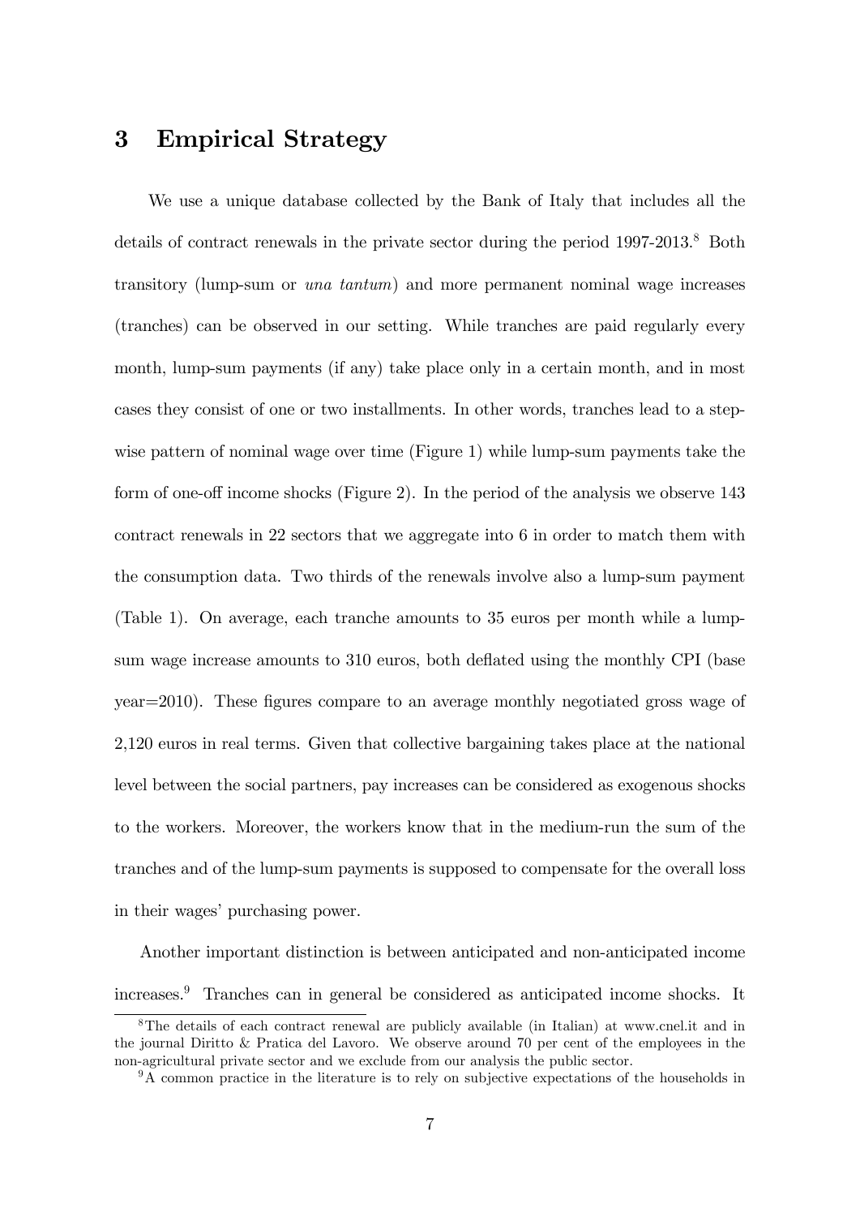## 3 Empirical Strategy

We use a unique database collected by the Bank of Italy that includes all the details of contract renewals in the private sector during the period 1997-2013.[8] Both transitory (lump-sum or *una tantum*) and more permanent nominal wage increases (tranches) can be observed in our setting. While tranches are paid regularly every month, lump-sum payments (if any) take place only in a certain month, and in most cases they consist of one or two installments. In other words, tranches lead to a step-wise pattern of nominal wage over time (Figure 1) while lump-sum payments take the form of one-off income shocks (Figure 2). In the period of the analysis we observe 143 contract renewals in 22 sectors that we aggregate into 6 in order to match them with the consumption data. Two thirds of the renewals involve also a lump-sum payment (Table 1). On average, each tranche amounts to 35 euros per month while a lump-sum wage increase amounts to 310 euros, both deflated using the monthly CPI (base year=2010). These figures compare to an average monthly negotiated gross wage of 2,120 euros in real terms. Given that collective bargaining takes place at the national level between the social partners, pay increases can be considered as exogenous shocks to the workers. Moreover, the workers know that in the medium-run the sum of the tranches and of the lump-sum payments is supposed to compensate for the overall loss in their wages' purchasing power.

Another important distinction is between anticipated and non-anticipated income increases.[9] Tranches can in general be considered as anticipated income shocks. It

[8]The details of each contract renewal are publicly available (in Italian) at www.cnel.it and in the journal Diritto & Pratica del Lavoro. We observe around 70 per cent of the employees in the non-agricultural private sector and we exclude from our analysis the public sector.

[9]A common practice in the literature is to rely on subjective expectations of the households in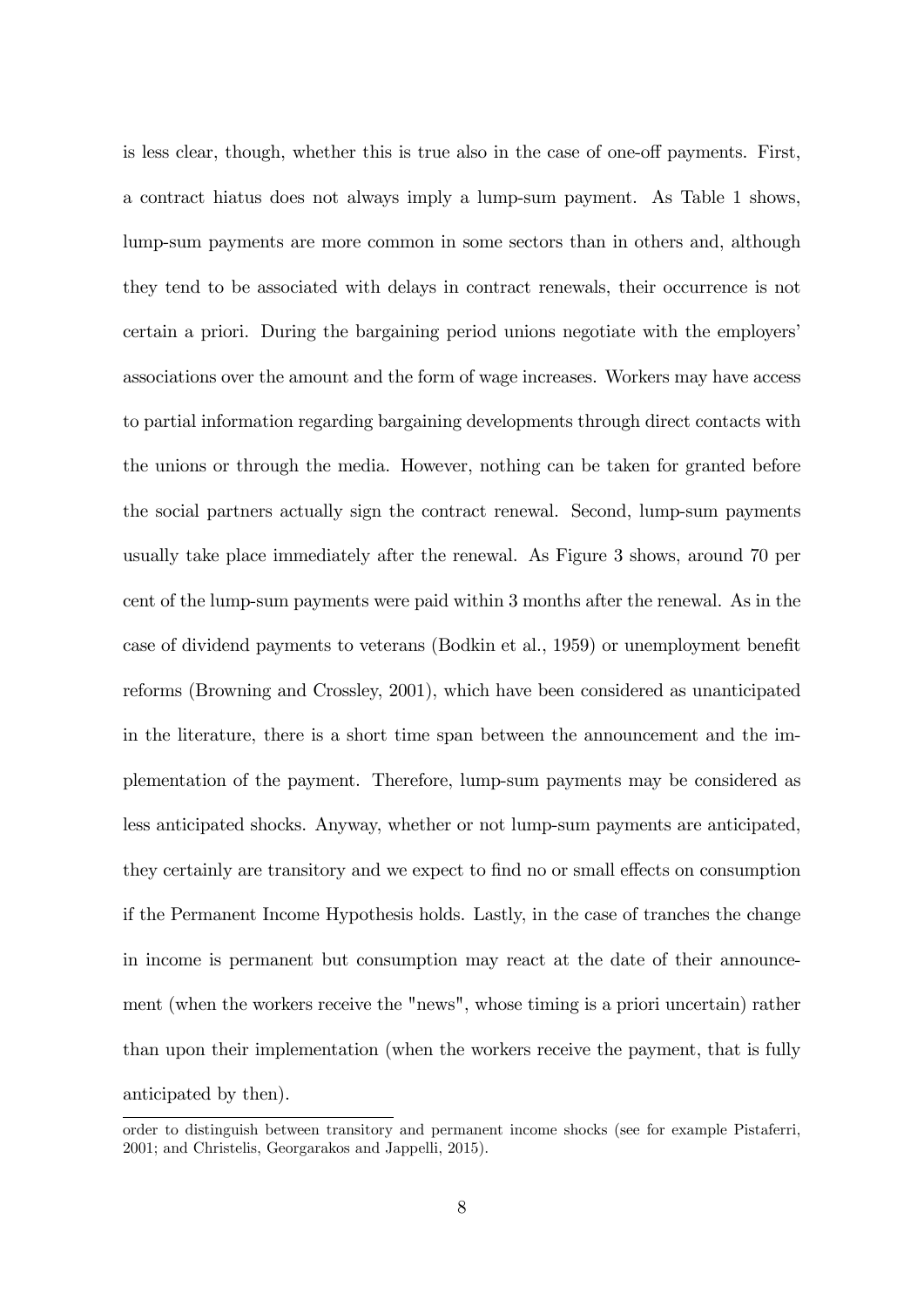is less clear, though, whether this is true also in the case of one-off payments. First, a contract hiatus does not always imply a lump-sum payment. As Table 1 shows, lump-sum payments are more common in some sectors than in others and, although they tend to be associated with delays in contract renewals, their occurrence is not certain a priori. During the bargaining period unions negotiate with the employers' associations over the amount and the form of wage increases. Workers may have access to partial information regarding bargaining developments through direct contacts with the unions or through the media. However, nothing can be taken for granted before the social partners actually sign the contract renewal. Second, lump-sum payments usually take place immediately after the renewal. As Figure 3 shows, around 70 per cent of the lump-sum payments were paid within 3 months after the renewal. As in the case of dividend payments to veterans (Bodkin et al., 1959) or unemployment benefit reforms (Browning and Crossley, 2001), which have been considered as unanticipated in the literature, there is a short time span between the announcement and the implementation of the payment. Therefore, lump-sum payments may be considered as less anticipated shocks. Anyway, whether or not lump-sum payments are anticipated, they certainly are transitory and we expect to find no or small effects on consumption if the Permanent Income Hypothesis holds. Lastly, in the case of tranches the change in income is permanent but consumption may react at the date of their announcement (when the workers receive the "news", whose timing is a priori uncertain) rather than upon their implementation (when the workers receive the payment, that is fully anticipated by then).

---

order to distinguish between transitory and permanent income shocks (see for example Pistaferri, 2001; and Christelis, Georgarakos and Jappelli, 2015).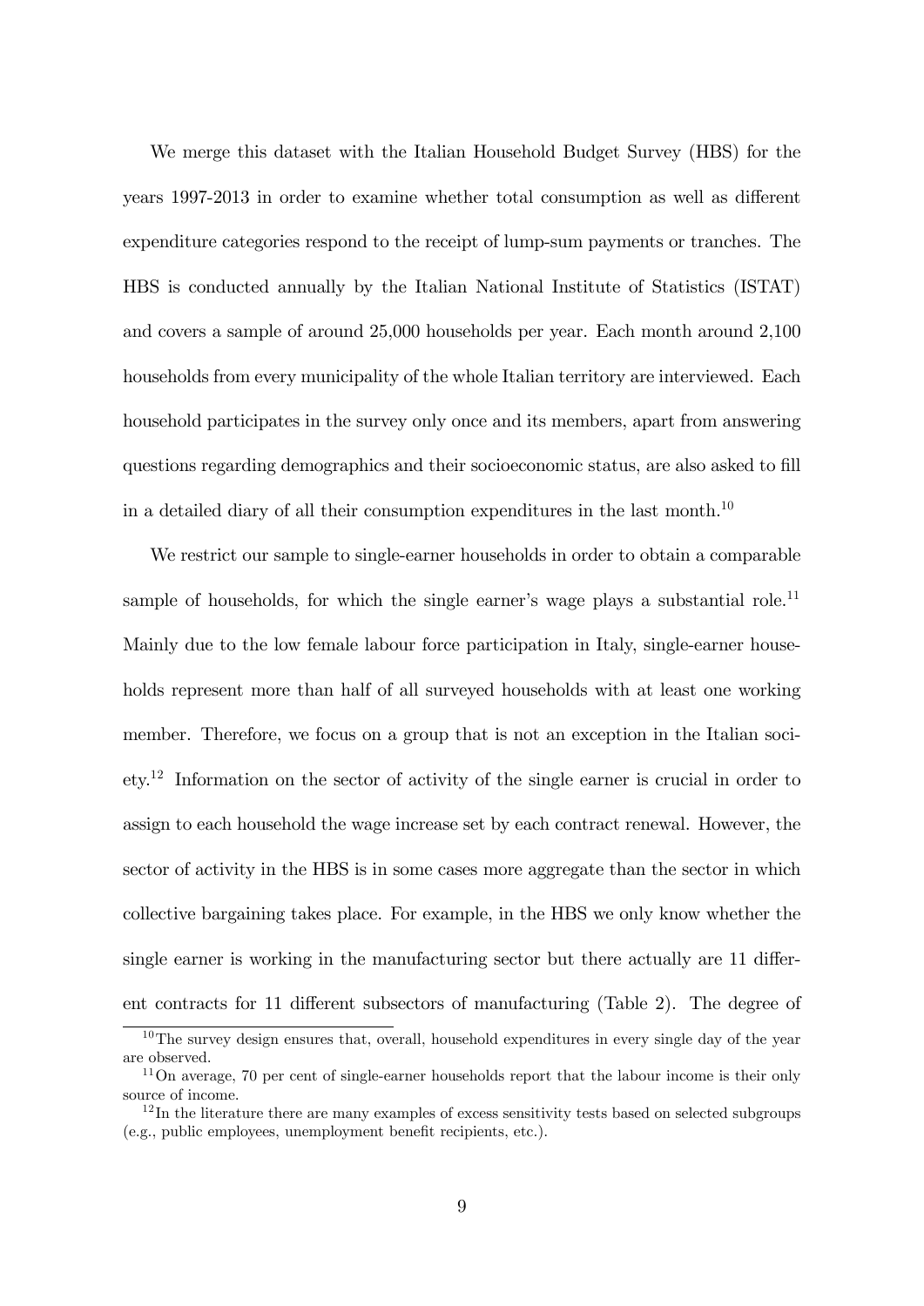We merge this dataset with the Italian Household Budget Survey (HBS) for the years 1997-2013 in order to examine whether total consumption as well as different expenditure categories respond to the receipt of lump-sum payments or tranches. The HBS is conducted annually by the Italian National Institute of Statistics (ISTAT) and covers a sample of around 25,000 households per year. Each month around 2,100 households from every municipality of the whole Italian territory are interviewed. Each household participates in the survey only once and its members, apart from answering questions regarding demographics and their socioeconomic status, are also asked to fill in a detailed diary of all their consumption expenditures in the last month.[10]

We restrict our sample to single-earner households in order to obtain a comparable sample of households, for which the single earner's wage plays a substantial role.[11] Mainly due to the low female labour force participation in Italy, single-earner households represent more than half of all surveyed households with at least one working member. Therefore, we focus on a group that is not an exception in the Italian society.[12] Information on the sector of activity of the single earner is crucial in order to assign to each household the wage increase set by each contract renewal. However, the sector of activity in the HBS is in some cases more aggregate than the sector in which collective bargaining takes place. For example, in the HBS we only know whether the single earner is working in the manufacturing sector but there actually are 11 different contracts for 11 different subsectors of manufacturing (Table 2). The degree of

[10] The survey design ensures that, overall, household expenditures in every single day of the year are observed.

[11] On average, 70 per cent of single-earner households report that the labour income is their only source of income.

[12] In the literature there are many examples of excess sensitivity tests based on selected subgroups (e.g., public employees, unemployment benefit recipients, etc.).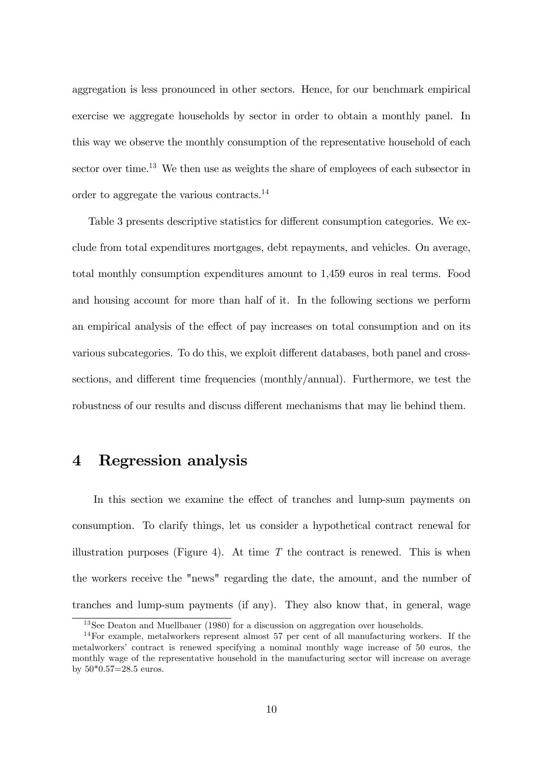aggregation is less pronounced in other sectors. Hence, for our benchmark empirical exercise we aggregate households by sector in order to obtain a monthly panel. In this way we observe the monthly consumption of the representative household of each sector over time.[13] We then use as weights the share of employees of each subsector in order to aggregate the various contracts.[14]

Table 3 presents descriptive statistics for different consumption categories. We exclude from total expenditures mortgages, debt repayments, and vehicles. On average, total monthly consumption expenditures amount to 1,459 euros in real terms. Food and housing account for more than half of it. In the following sections we perform an empirical analysis of the effect of pay increases on total consumption and on its various subcategories. To do this, we exploit different databases, both panel and cross-sections, and different time frequencies (monthly/annual). Furthermore, we test the robustness of our results and discuss different mechanisms that may lie behind them.

# 4 Regression analysis

In this section we examine the effect of tranches and lump-sum payments on consumption. To clarify things, let us consider a hypothetical contract renewal for illustration purposes (Figure 4). At time $T$ the contract is renewed. This is when the workers receive the "news" regarding the date, the amount, and the number of tranches and lump-sum payments (if any). They also know that, in general, wage

[13] See Deaton and Muellbauer (1980) for a discussion on aggregation over households.

[14] For example, metalworkers represent almost 57 per cent of all manufacturing workers. If the metalworkers' contract is renewed specifying a nominal monthly wage increase of 50 euros, the monthly wage of the representative household in the manufacturing sector will increase on average by 50*0.57=28.5 euros.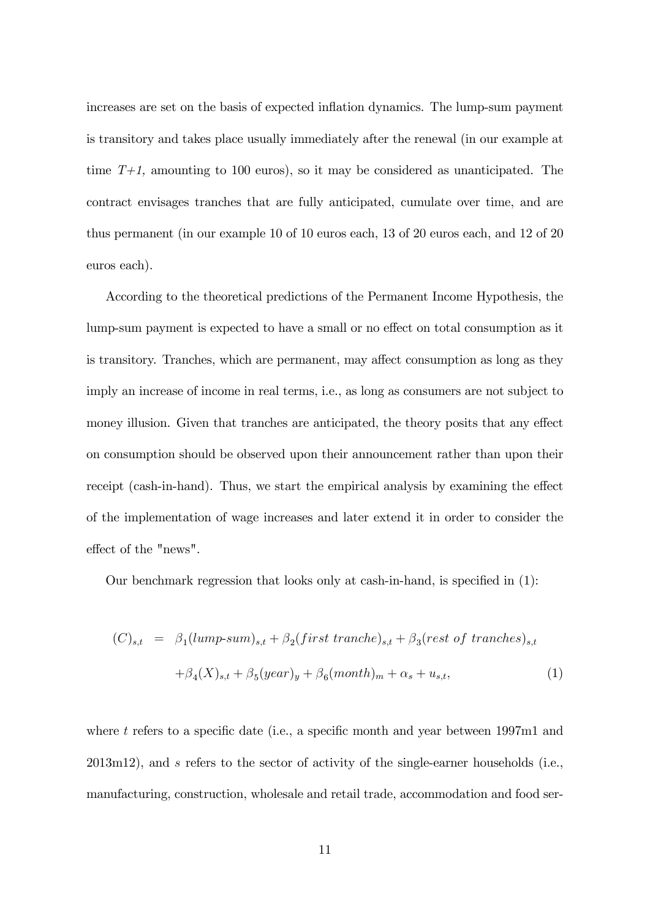increases are set on the basis of expected inflation dynamics. The lump-sum payment is transitory and takes place usually immediately after the renewal (in our example at time *T+1,* amounting to 100 euros), so it may be considered as unanticipated. The contract envisages tranches that are fully anticipated, cumulate over time, and are thus permanent (in our example 10 of 10 euros each, 13 of 20 euros each, and 12 of 20 euros each).

According to the theoretical predictions of the Permanent Income Hypothesis, the lump-sum payment is expected to have a small or no effect on total consumption as it is transitory. Tranches, which are permanent, may affect consumption as long as they imply an increase of income in real terms, i.e., as long as consumers are not subject to money illusion. Given that tranches are anticipated, the theory posits that any effect on consumption should be observed upon their announcement rather than upon their receipt (cash-in-hand). Thus, we start the empirical analysis by examining the effect of the implementation of wage increases and later extend it in order to consider the effect of the "news".

Our benchmark regression that looks only at cash-in-hand, is specified in (1):

$$
\begin{aligned}
(C)_{s,t} \;=\;& \beta_1 (lump\text{-}sum)_{s,t} + \beta_2 (first\ tranche)_{s,t} + \beta_3 (rest\ of\ tranches)_{s,t} \\
& + \beta_4 (X)_{s,t} + \beta_5 (year)_y + \beta_6 (month)_m + \alpha_s + u_{s,t}, \qquad (1)
\end{aligned}
$$

where $t$ refers to a specific date (i.e., a specific month and year between 1997m1 and 2013m12), and $s$ refers to the sector of activity of the single-earner households (i.e., manufacturing, construction, wholesale and retail trade, accommodation and food ser-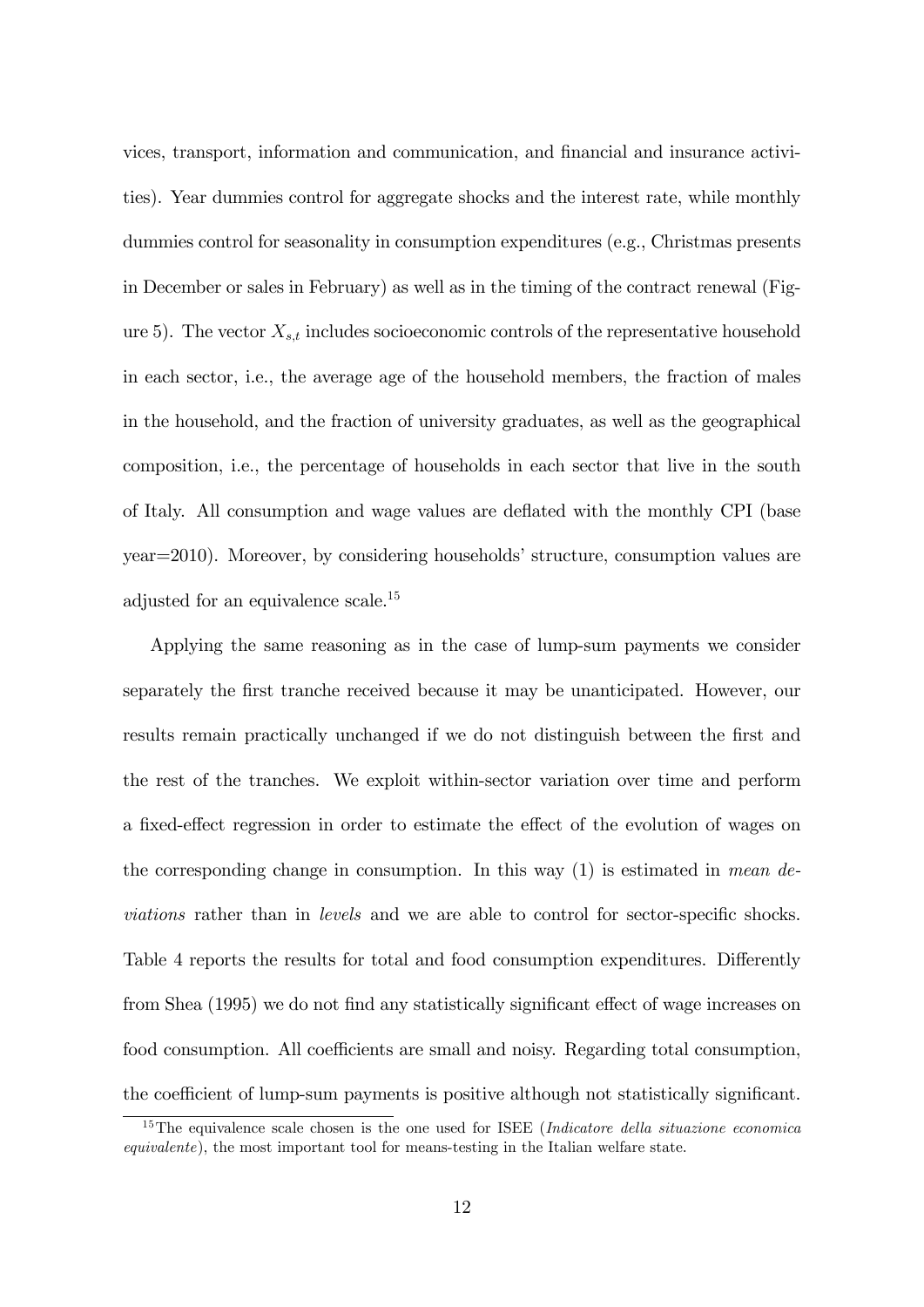vices, transport, information and communication, and financial and insurance activities). Year dummies control for aggregate shocks and the interest rate, while monthly dummies control for seasonality in consumption expenditures (e.g., Christmas presents in December or sales in February) as well as in the timing of the contract renewal (Figure 5). The vector $X_{s,t}$ includes socioeconomic controls of the representative household in each sector, i.e., the average age of the household members, the fraction of males in the household, and the fraction of university graduates, as well as the geographical composition, i.e., the percentage of households in each sector that live in the south of Italy. All consumption and wage values are deflated with the monthly CPI (base year=2010). Moreover, by considering households' structure, consumption values are adjusted for an equivalence scale.[15]

Applying the same reasoning as in the case of lump-sum payments we consider separately the first tranche received because it may be unanticipated. However, our results remain practically unchanged if we do not distinguish between the first and the rest of the tranches. We exploit within-sector variation over time and perform a fixed-effect regression in order to estimate the effect of the evolution of wages on the corresponding change in consumption. In this way (1) is estimated in *mean deviations* rather than in *levels* and we are able to control for sector-specific shocks. Table 4 reports the results for total and food consumption expenditures. Differently from Shea (1995) we do not find any statistically significant effect of wage increases on food consumption. All coefficients are small and noisy. Regarding total consumption, the coefficient of lump-sum payments is positive although not statistically significant.

[15] The equivalence scale chosen is the one used for ISEE (*Indicatore della situazione economica equivalente*), the most important tool for means-testing in the Italian welfare state.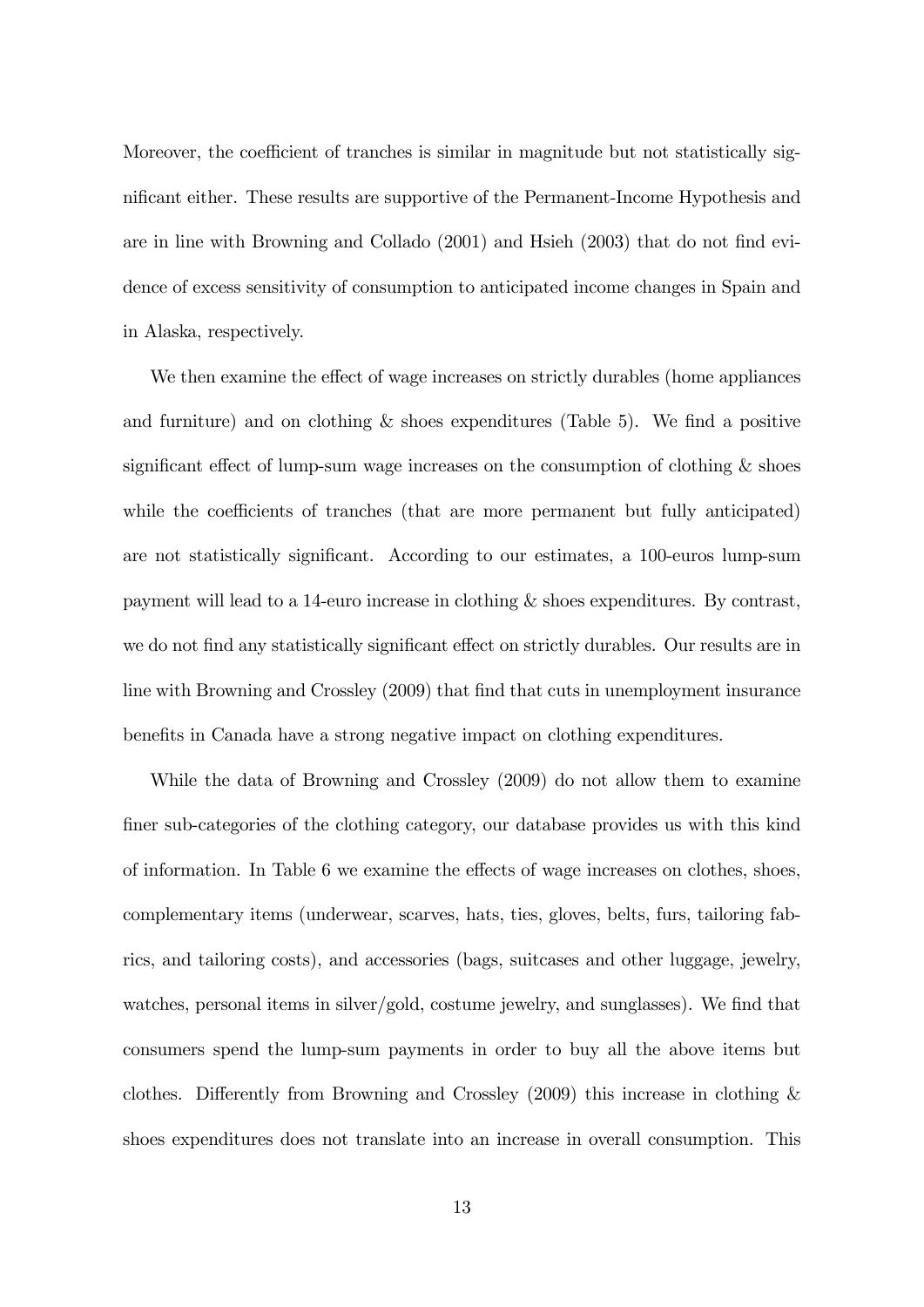Moreover, the coefficient of tranches is similar in magnitude but not statistically significant either. These results are supportive of the Permanent-Income Hypothesis and are in line with Browning and Collado (2001) and Hsieh (2003) that do not find evidence of excess sensitivity of consumption to anticipated income changes in Spain and in Alaska, respectively.

We then examine the effect of wage increases on strictly durables (home appliances and furniture) and on clothing & shoes expenditures (Table 5). We find a positive significant effect of lump-sum wage increases on the consumption of clothing & shoes while the coefficients of tranches (that are more permanent but fully anticipated) are not statistically significant. According to our estimates, a 100-euros lump-sum payment will lead to a 14-euro increase in clothing & shoes expenditures. By contrast, we do not find any statistically significant effect on strictly durables. Our results are in line with Browning and Crossley (2009) that find that cuts in unemployment insurance benefits in Canada have a strong negative impact on clothing expenditures.

While the data of Browning and Crossley (2009) do not allow them to examine finer sub-categories of the clothing category, our database provides us with this kind of information. In Table 6 we examine the effects of wage increases on clothes, shoes, complementary items (underwear, scarves, hats, ties, gloves, belts, furs, tailoring fabrics, and tailoring costs), and accessories (bags, suitcases and other luggage, jewelry, watches, personal items in silver/gold, costume jewelry, and sunglasses). We find that consumers spend the lump-sum payments in order to buy all the above items but clothes. Differently from Browning and Crossley (2009) this increase in clothing & shoes expenditures does not translate into an increase in overall consumption. This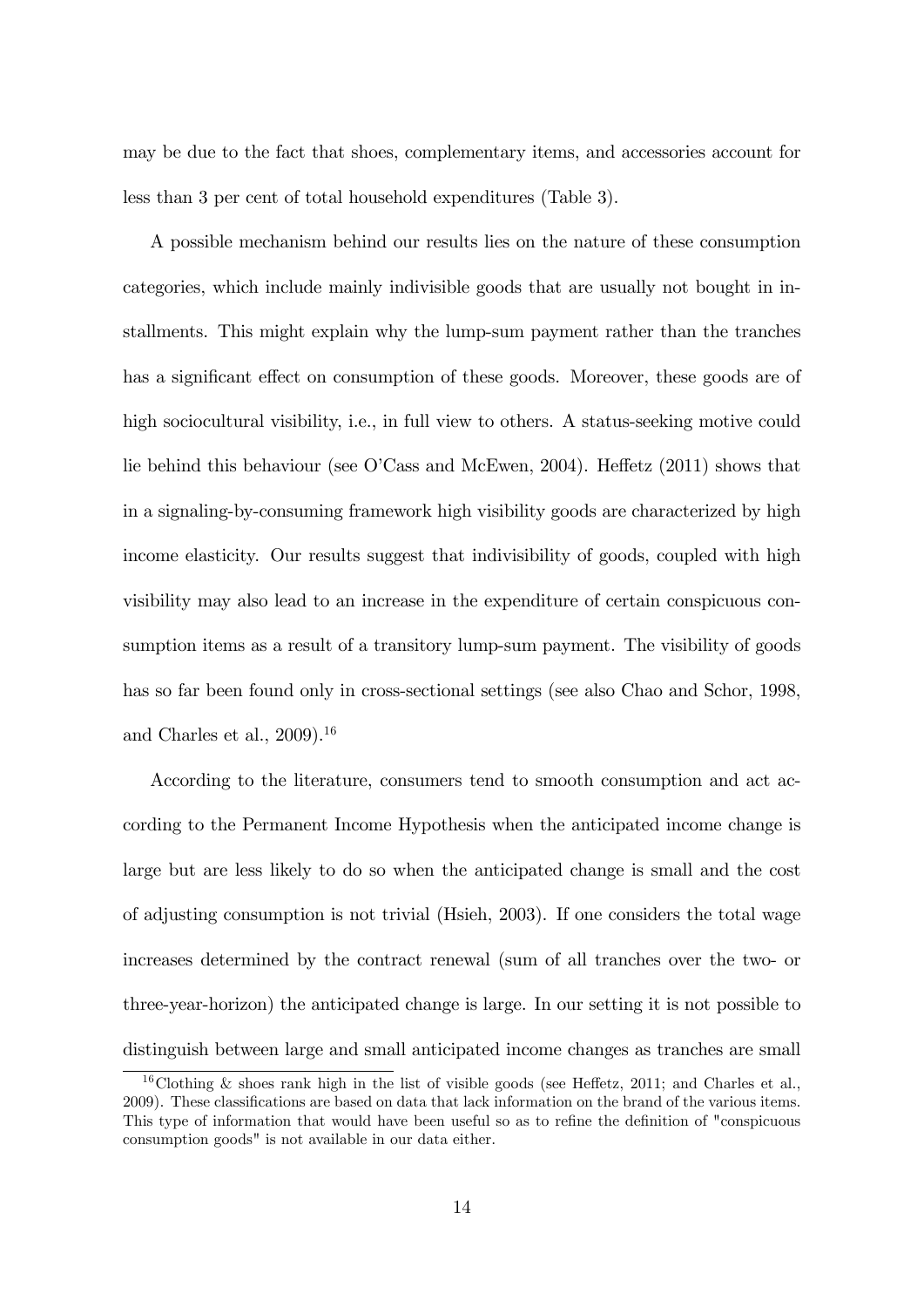may be due to the fact that shoes, complementary items, and accessories account for less than 3 per cent of total household expenditures (Table 3).

A possible mechanism behind our results lies on the nature of these consumption categories, which include mainly indivisible goods that are usually not bought in installments. This might explain why the lump-sum payment rather than the tranches has a significant effect on consumption of these goods. Moreover, these goods are of high sociocultural visibility, i.e., in full view to others. A status-seeking motive could lie behind this behaviour (see O'Cass and McEwen, 2004). Heffetz (2011) shows that in a signaling-by-consuming framework high visibility goods are characterized by high income elasticity. Our results suggest that indivisibility of goods, coupled with high visibility may also lead to an increase in the expenditure of certain conspicuous consumption items as a result of a transitory lump-sum payment. The visibility of goods has so far been found only in cross-sectional settings (see also Chao and Schor, 1998, and Charles et al., 2009).[16]

According to the literature, consumers tend to smooth consumption and act according to the Permanent Income Hypothesis when the anticipated income change is large but are less likely to do so when the anticipated change is small and the cost of adjusting consumption is not trivial (Hsieh, 2003). If one considers the total wage increases determined by the contract renewal (sum of all tranches over the two- or three-year-horizon) the anticipated change is large. In our setting it is not possible to distinguish between large and small anticipated income changes as tranches are small

[16] Clothing & shoes rank high in the list of visible goods (see Heffetz, 2011; and Charles et al., 2009). These classifications are based on data that lack information on the brand of the various items. This type of information that would have been useful so as to refine the definition of "conspicuous consumption goods" is not available in our data either.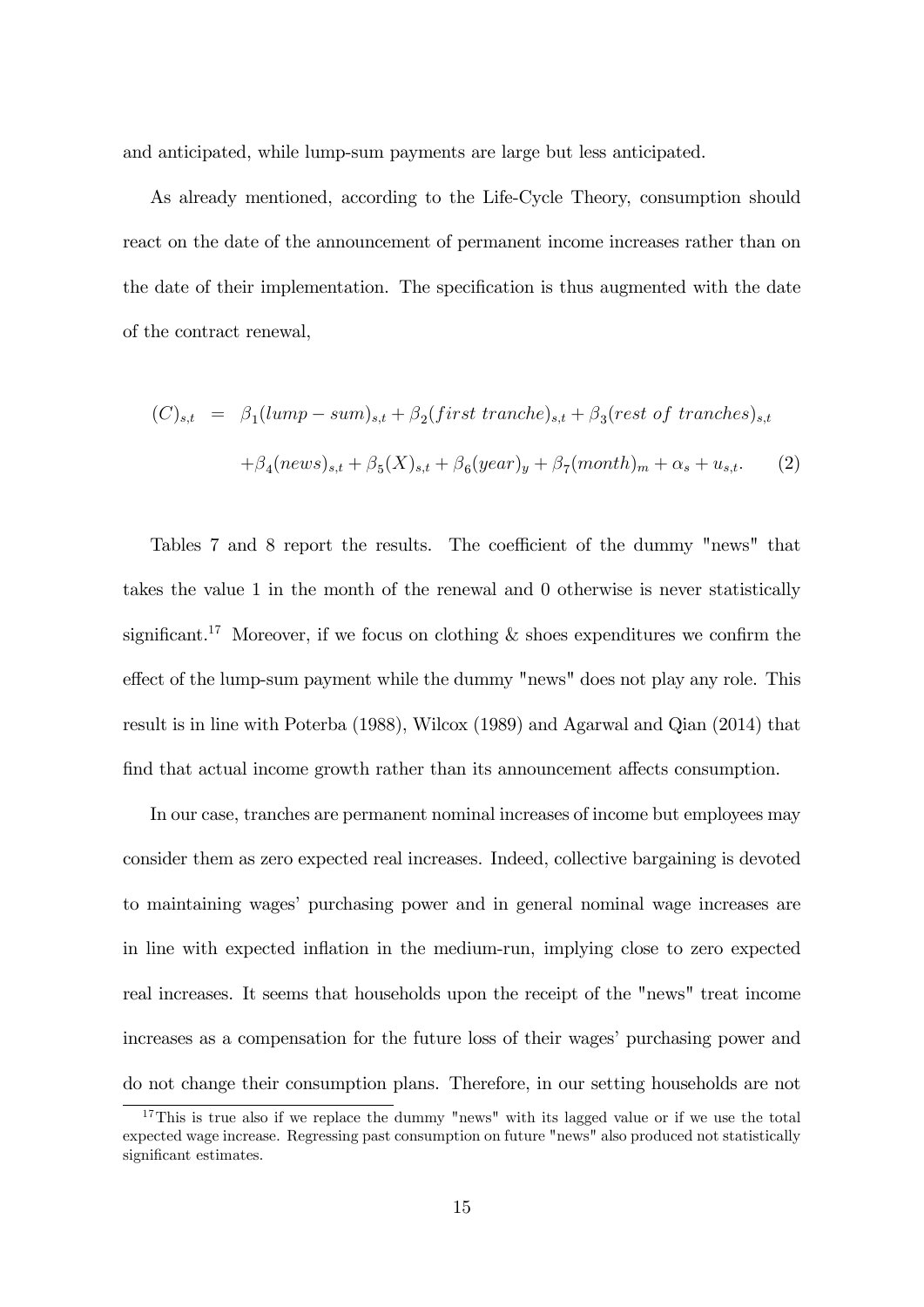and anticipated, while lump-sum payments are large but less anticipated.

As already mentioned, according to the Life-Cycle Theory, consumption should react on the date of the announcement of permanent income increases rather than on the date of their implementation. The specification is thus augmented with the date of the contract renewal,

$$
\begin{aligned}
(C)_{s,t} \;=\; & \beta_1(lump-sum)_{s,t} + \beta_2(first\ tranche)_{s,t} + \beta_3(rest\ of\ tranches)_{s,t} \\
& + \beta_4(news)_{s,t} + \beta_5(X)_{s,t} + \beta_6(year)_y + \beta_7(month)_m + \alpha_s + u_{s,t}. \qquad (2)
\end{aligned}
$$

Tables 7 and 8 report the results. The coefficient of the dummy "news" that takes the value 1 in the month of the renewal and 0 otherwise is never statistically significant.[17] Moreover, if we focus on clothing & shoes expenditures we confirm the effect of the lump-sum payment while the dummy "news" does not play any role. This result is in line with Poterba (1988), Wilcox (1989) and Agarwal and Qian (2014) that find that actual income growth rather than its announcement affects consumption.

In our case, tranches are permanent nominal increases of income but employees may consider them as zero expected real increases. Indeed, collective bargaining is devoted to maintaining wages' purchasing power and in general nominal wage increases are in line with expected inflation in the medium-run, implying close to zero expected real increases. It seems that households upon the receipt of the "news" treat income increases as a compensation for the future loss of their wages' purchasing power and do not change their consumption plans. Therefore, in our setting households are not

[17] This is true also if we replace the dummy "news" with its lagged value or if we use the total expected wage increase. Regressing past consumption on future "news" also produced not statistically significant estimates.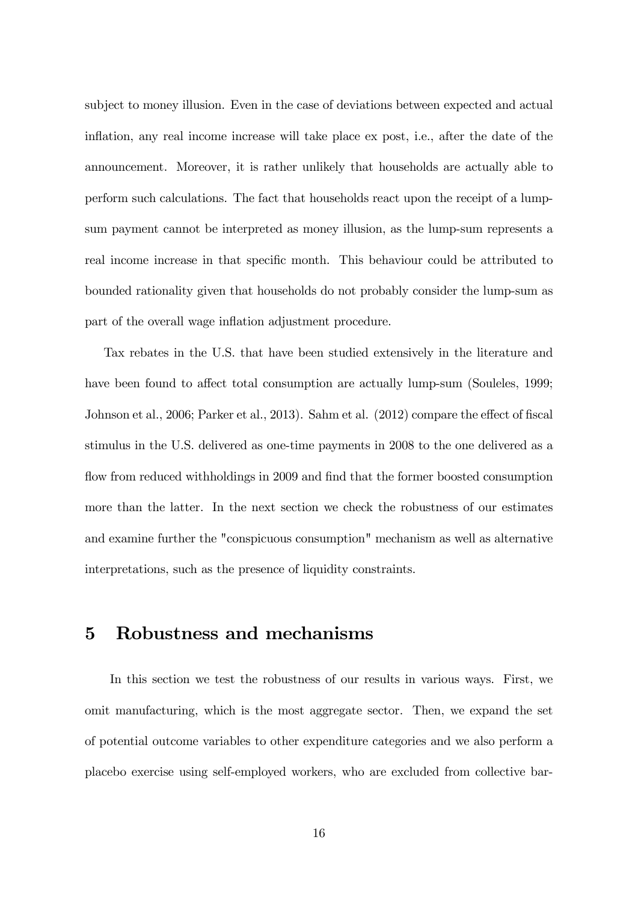subject to money illusion. Even in the case of deviations between expected and actual inflation, any real income increase will take place ex post, i.e., after the date of the announcement. Moreover, it is rather unlikely that households are actually able to perform such calculations. The fact that households react upon the receipt of a lump-sum payment cannot be interpreted as money illusion, as the lump-sum represents a real income increase in that specific month. This behaviour could be attributed to bounded rationality given that households do not probably consider the lump-sum as part of the overall wage inflation adjustment procedure.

Tax rebates in the U.S. that have been studied extensively in the literature and have been found to affect total consumption are actually lump-sum (Souleles, 1999; Johnson et al., 2006; Parker et al., 2013). Sahm et al. (2012) compare the effect of fiscal stimulus in the U.S. delivered as one-time payments in 2008 to the one delivered as a flow from reduced withholdings in 2009 and find that the former boosted consumption more than the latter. In the next section we check the robustness of our estimates and examine further the "conspicuous consumption" mechanism as well as alternative interpretations, such as the presence of liquidity constraints.

# 5 Robustness and mechanisms

In this section we test the robustness of our results in various ways. First, we omit manufacturing, which is the most aggregate sector. Then, we expand the set of potential outcome variables to other expenditure categories and we also perform a placebo exercise using self-employed workers, who are excluded from collective bar-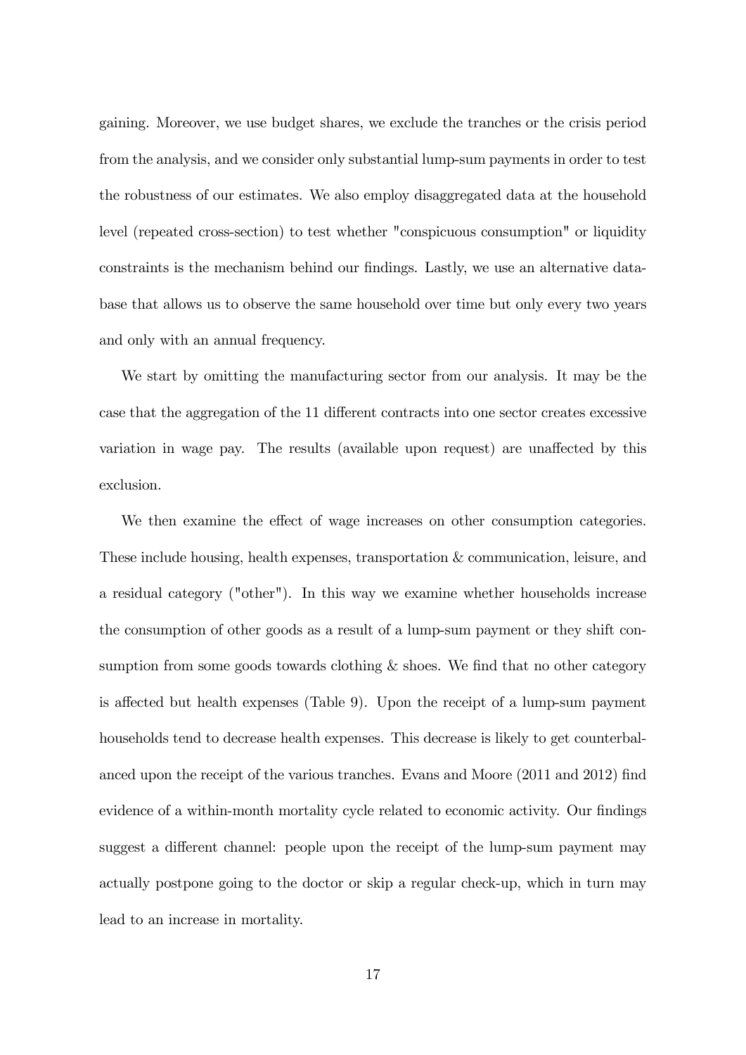gaining. Moreover, we use budget shares, we exclude the tranches or the crisis period from the analysis, and we consider only substantial lump-sum payments in order to test the robustness of our estimates. We also employ disaggregated data at the household level (repeated cross-section) to test whether "conspicuous consumption" or liquidity constraints is the mechanism behind our findings. Lastly, we use an alternative database that allows us to observe the same household over time but only every two years and only with an annual frequency.

We start by omitting the manufacturing sector from our analysis. It may be the case that the aggregation of the 11 different contracts into one sector creates excessive variation in wage pay. The results (available upon request) are unaffected by this exclusion.

We then examine the effect of wage increases on other consumption categories. These include housing, health expenses, transportation & communication, leisure, and a residual category ("other"). In this way we examine whether households increase the consumption of other goods as a result of a lump-sum payment or they shift consumption from some goods towards clothing & shoes. We find that no other category is affected but health expenses (Table 9). Upon the receipt of a lump-sum payment households tend to decrease health expenses. This decrease is likely to get counterbalanced upon the receipt of the various tranches. Evans and Moore (2011 and 2012) find evidence of a within-month mortality cycle related to economic activity. Our findings suggest a different channel: people upon the receipt of the lump-sum payment may actually postpone going to the doctor or skip a regular check-up, which in turn may lead to an increase in mortality.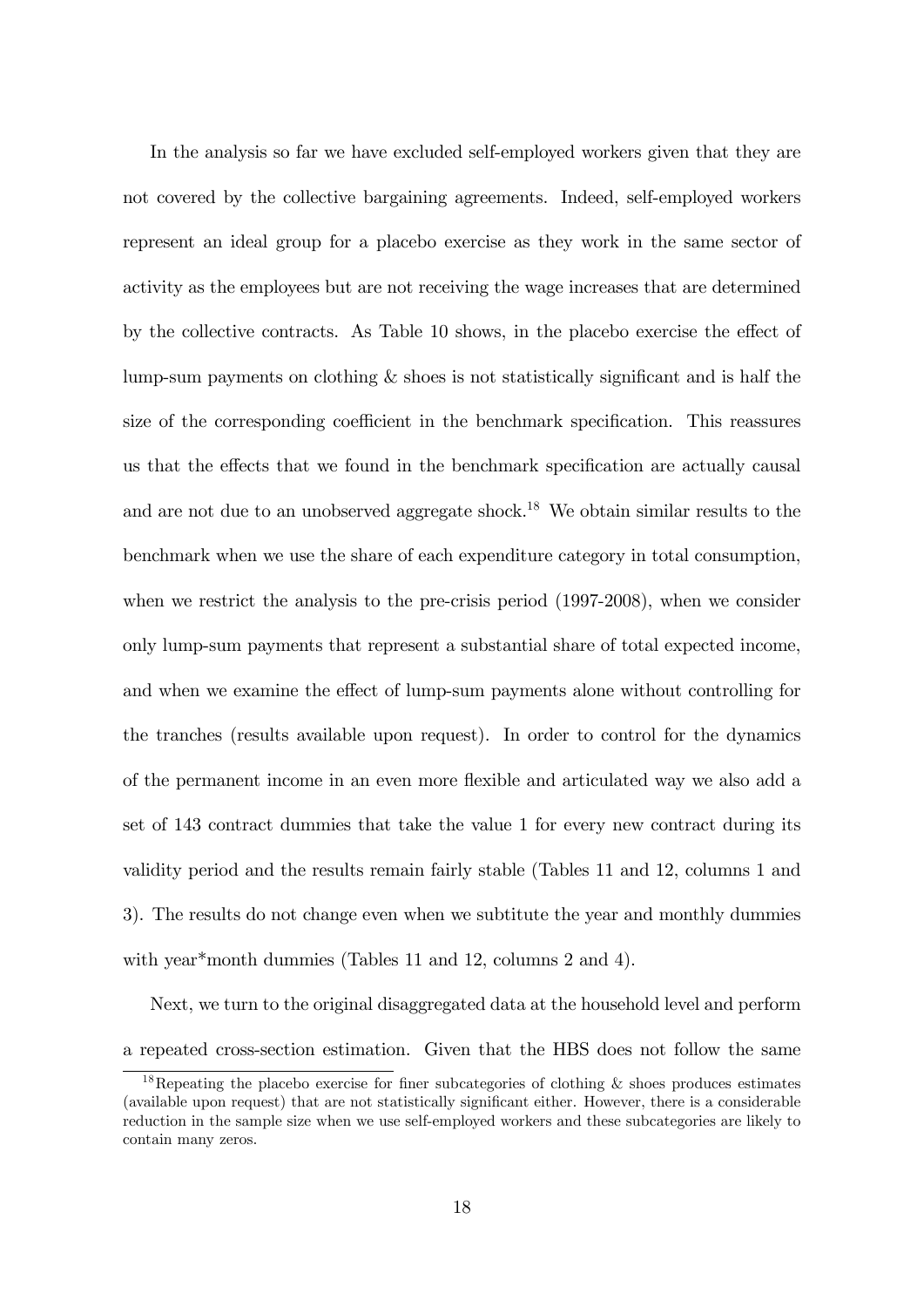In the analysis so far we have excluded self-employed workers given that they are not covered by the collective bargaining agreements. Indeed, self-employed workers represent an ideal group for a placebo exercise as they work in the same sector of activity as the employees but are not receiving the wage increases that are determined by the collective contracts. As Table 10 shows, in the placebo exercise the effect of lump-sum payments on clothing & shoes is not statistically significant and is half the size of the corresponding coefficient in the benchmark specification. This reassures us that the effects that we found in the benchmark specification are actually causal and are not due to an unobserved aggregate shock.[18] We obtain similar results to the benchmark when we use the share of each expenditure category in total consumption, when we restrict the analysis to the pre-crisis period (1997-2008), when we consider only lump-sum payments that represent a substantial share of total expected income, and when we examine the effect of lump-sum payments alone without controlling for the tranches (results available upon request). In order to control for the dynamics of the permanent income in an even more flexible and articulated way we also add a set of 143 contract dummies that take the value 1 for every new contract during its validity period and the results remain fairly stable (Tables 11 and 12, columns 1 and 3). The results do not change even when we subtitute the year and monthly dummies with year*month dummies (Tables 11 and 12, columns 2 and 4).

Next, we turn to the original disaggregated data at the household level and perform a repeated cross-section estimation. Given that the HBS does not follow the same

[18] Repeating the placebo exercise for finer subcategories of clothing & shoes produces estimates (available upon request) that are not statistically significant either. However, there is a considerable reduction in the sample size when we use self-employed workers and these subcategories are likely to contain many zeros.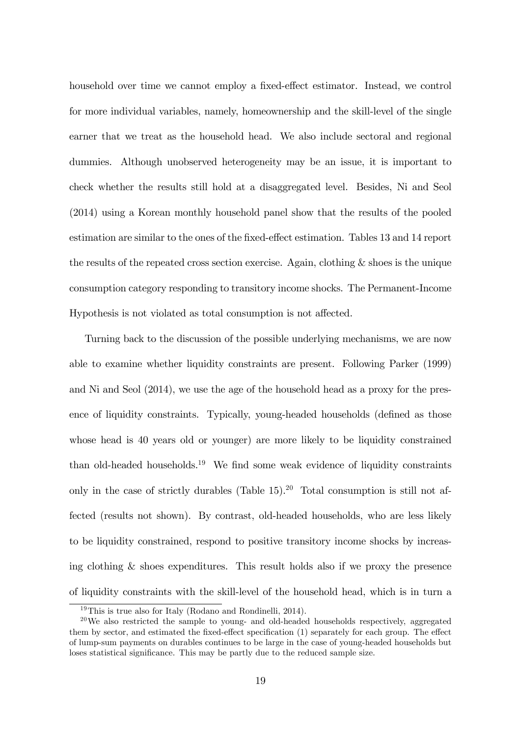household over time we cannot employ a fixed-effect estimator. Instead, we control for more individual variables, namely, homeownership and the skill-level of the single earner that we treat as the household head. We also include sectoral and regional dummies. Although unobserved heterogeneity may be an issue, it is important to check whether the results still hold at a disaggregated level. Besides, Ni and Seol (2014) using a Korean monthly household panel show that the results of the pooled estimation are similar to the ones of the fixed-effect estimation. Tables 13 and 14 report the results of the repeated cross section exercise. Again, clothing & shoes is the unique consumption category responding to transitory income shocks. The Permanent-Income Hypothesis is not violated as total consumption is not affected.

Turning back to the discussion of the possible underlying mechanisms, we are now able to examine whether liquidity constraints are present. Following Parker (1999) and Ni and Seol (2014), we use the age of the household head as a proxy for the presence of liquidity constraints. Typically, young-headed households (defined as those whose head is 40 years old or younger) are more likely to be liquidity constrained than old-headed households.[19] We find some weak evidence of liquidity constraints only in the case of strictly durables (Table 15).[20] Total consumption is still not affected (results not shown). By contrast, old-headed households, who are less likely to be liquidity constrained, respond to positive transitory income shocks by increasing clothing & shoes expenditures. This result holds also if we proxy the presence of liquidity constraints with the skill-level of the household head, which is in turn a

[19] This is true also for Italy (Rodano and Rondinelli, 2014).

[20] We also restricted the sample to young- and old-headed households respectively, aggregated them by sector, and estimated the fixed-effect specification (1) separately for each group. The effect of lump-sum payments on durables continues to be large in the case of young-headed households but loses statistical significance. This may be partly due to the reduced sample size.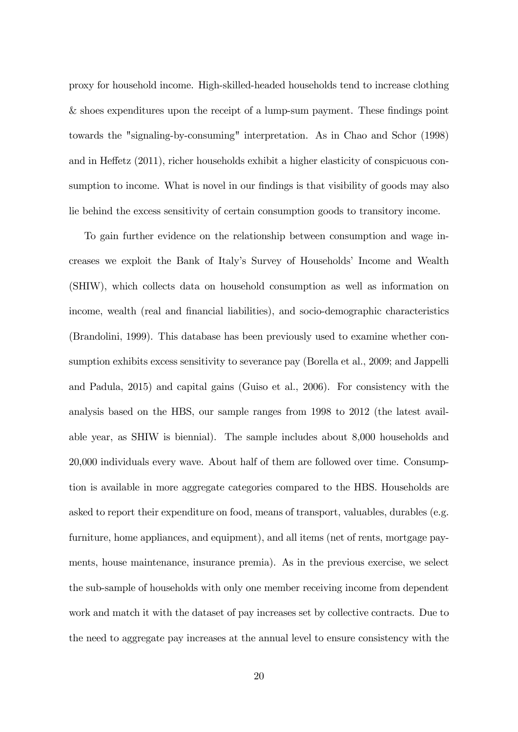proxy for household income. High-skilled-headed households tend to increase clothing & shoes expenditures upon the receipt of a lump-sum payment. These findings point towards the "signaling-by-consuming" interpretation. As in Chao and Schor (1998) and in Heffetz (2011), richer households exhibit a higher elasticity of conspicuous consumption to income. What is novel in our findings is that visibility of goods may also lie behind the excess sensitivity of certain consumption goods to transitory income.

To gain further evidence on the relationship between consumption and wage increases we exploit the Bank of Italy's Survey of Households' Income and Wealth (SHIW), which collects data on household consumption as well as information on income, wealth (real and financial liabilities), and socio-demographic characteristics (Brandolini, 1999). This database has been previously used to examine whether consumption exhibits excess sensitivity to severance pay (Borella et al., 2009; and Jappelli and Padula, 2015) and capital gains (Guiso et al., 2006). For consistency with the analysis based on the HBS, our sample ranges from 1998 to 2012 (the latest available year, as SHIW is biennial). The sample includes about 8,000 households and 20,000 individuals every wave. About half of them are followed over time. Consumption is available in more aggregate categories compared to the HBS. Households are asked to report their expenditure on food, means of transport, valuables, durables (e.g. furniture, home appliances, and equipment), and all items (net of rents, mortgage payments, house maintenance, insurance premia). As in the previous exercise, we select the sub-sample of households with only one member receiving income from dependent work and match it with the dataset of pay increases set by collective contracts. Due to the need to aggregate pay increases at the annual level to ensure consistency with the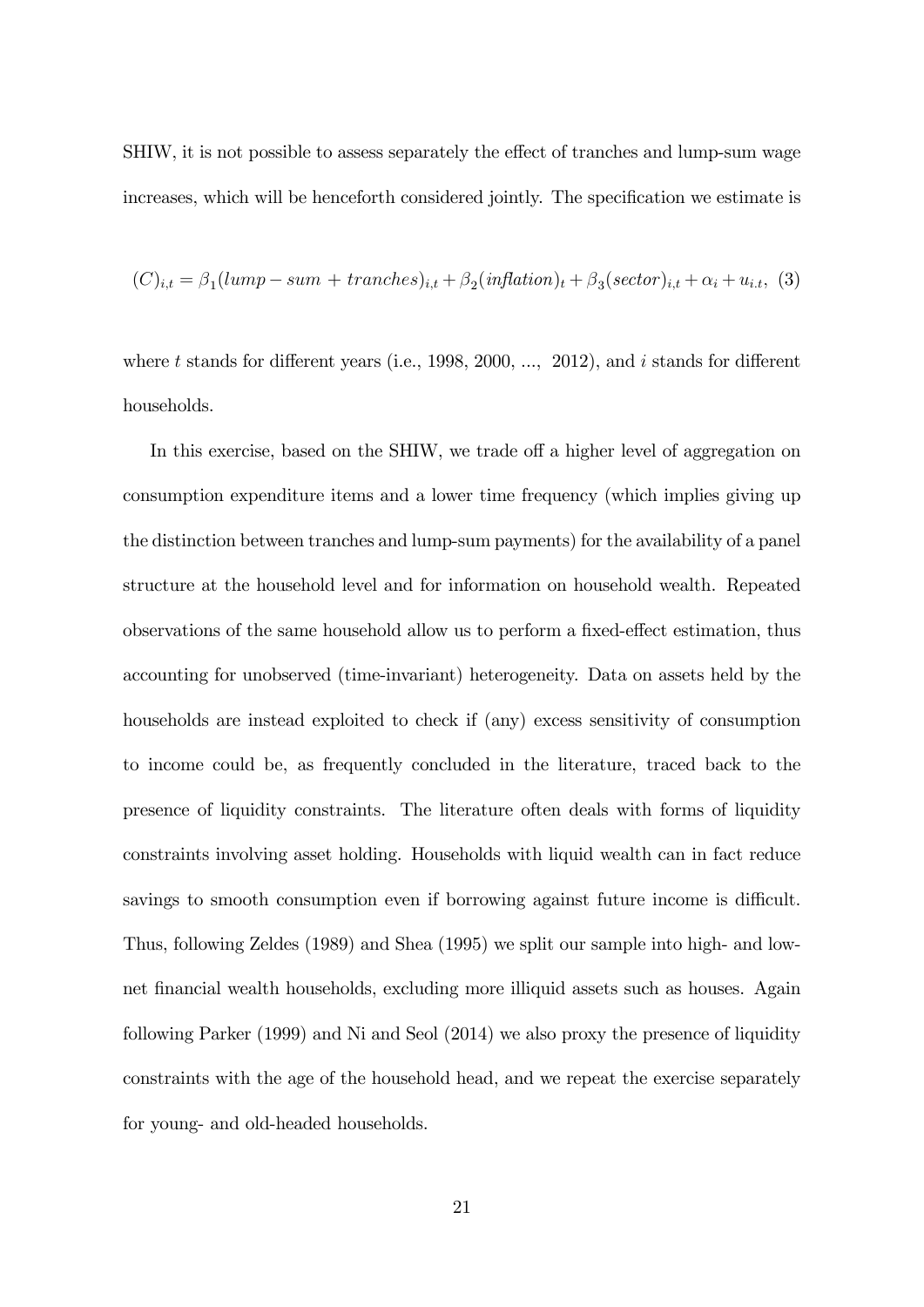SHIW, it is not possible to assess separately the effect of tranches and lump-sum wage increases, which will be henceforth considered jointly. The specification we estimate is

$$(C)_{i,t} = \beta_1(lump - sum\ +\ tranches)_{i,t} + \beta_2(inflation)_t + \beta_3(sector)_{i,t} + \alpha_i + u_{i.t}, \quad (3)$$

where $t$ stands for different years (i.e., 1998, 2000, ..., 2012), and $i$ stands for different households.

In this exercise, based on the SHIW, we trade off a higher level of aggregation on consumption expenditure items and a lower time frequency (which implies giving up the distinction between tranches and lump-sum payments) for the availability of a panel structure at the household level and for information on household wealth. Repeated observations of the same household allow us to perform a fixed-effect estimation, thus accounting for unobserved (time-invariant) heterogeneity. Data on assets held by the households are instead exploited to check if (any) excess sensitivity of consumption to income could be, as frequently concluded in the literature, traced back to the presence of liquidity constraints. The literature often deals with forms of liquidity constraints involving asset holding. Households with liquid wealth can in fact reduce savings to smooth consumption even if borrowing against future income is difficult. Thus, following Zeldes (1989) and Shea (1995) we split our sample into high- and low-net financial wealth households, excluding more illiquid assets such as houses. Again following Parker (1999) and Ni and Seol (2014) we also proxy the presence of liquidity constraints with the age of the household head, and we repeat the exercise separately for young- and old-headed households.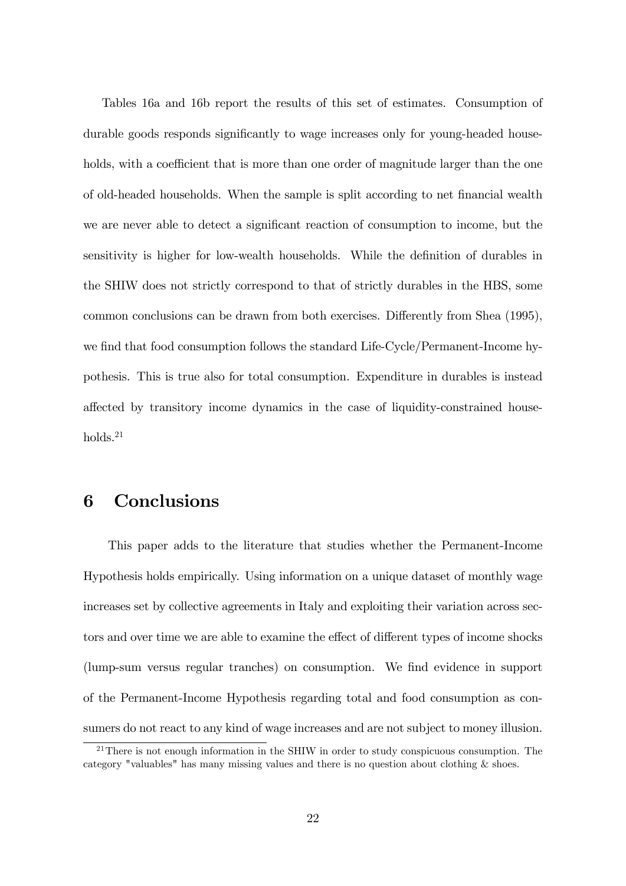Tables 16a and 16b report the results of this set of estimates. Consumption of durable goods responds significantly to wage increases only for young-headed households, with a coefficient that is more than one order of magnitude larger than the one of old-headed households. When the sample is split according to net financial wealth we are never able to detect a significant reaction of consumption to income, but the sensitivity is higher for low-wealth households. While the definition of durables in the SHIW does not strictly correspond to that of strictly durables in the HBS, some common conclusions can be drawn from both exercises. Differently from Shea (1995), we find that food consumption follows the standard Life-Cycle/Permanent-Income hypothesis. This is true also for total consumption. Expenditure in durables is instead affected by transitory income dynamics in the case of liquidity-constrained households.[21]

# 6 Conclusions

This paper adds to the literature that studies whether the Permanent-Income Hypothesis holds empirically. Using information on a unique dataset of monthly wage increases set by collective agreements in Italy and exploiting their variation across sectors and over time we are able to examine the effect of different types of income shocks (lump-sum versus regular tranches) on consumption. We find evidence in support of the Permanent-Income Hypothesis regarding total and food consumption as consumers do not react to any kind of wage increases and are not subject to money illusion.

[21] There is not enough information in the SHIW in order to study conspicuous consumption. The category "valuables" has many missing values and there is no question about clothing & shoes.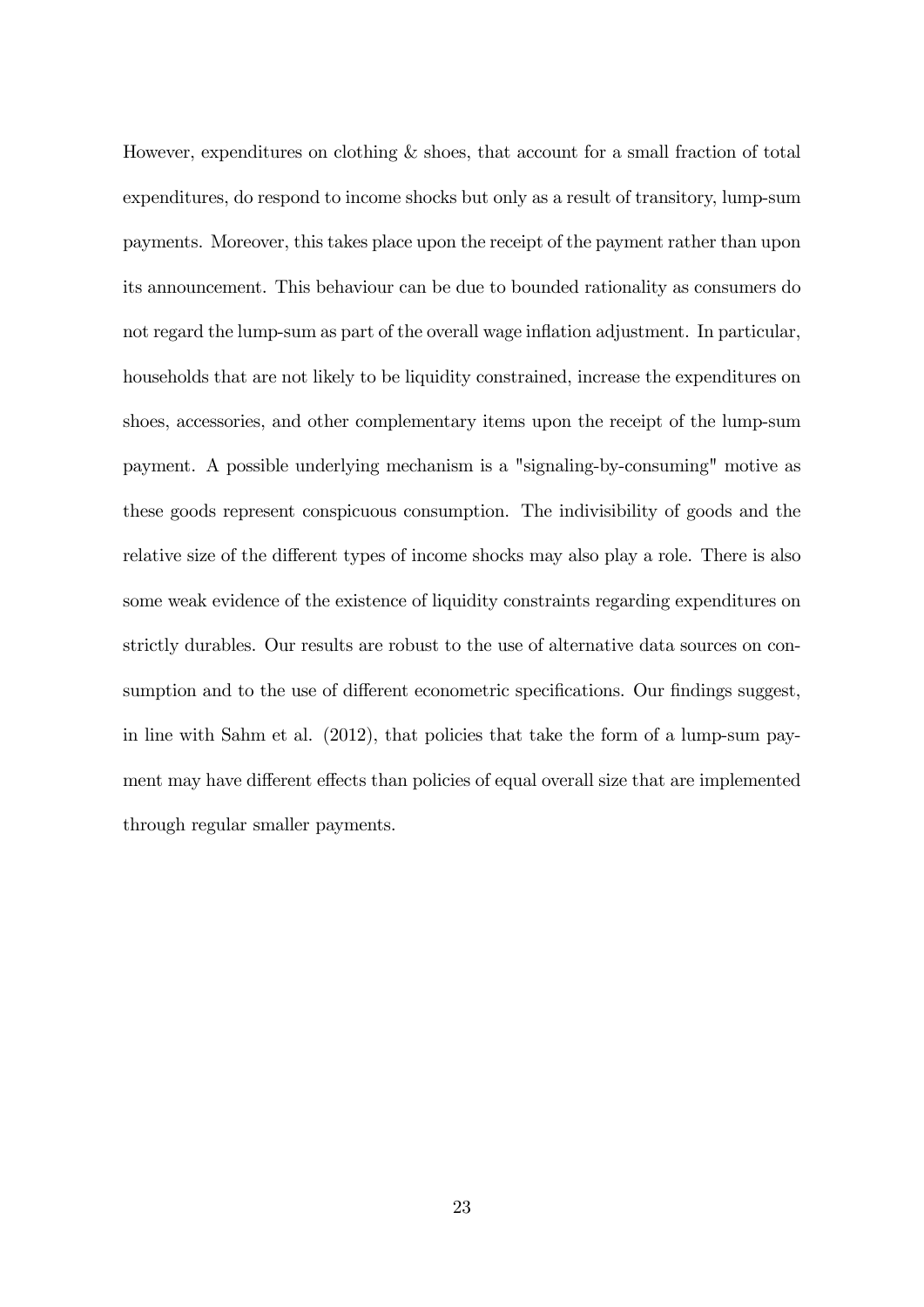However, expenditures on clothing & shoes, that account for a small fraction of total expenditures, do respond to income shocks but only as a result of transitory, lump-sum payments. Moreover, this takes place upon the receipt of the payment rather than upon its announcement. This behaviour can be due to bounded rationality as consumers do not regard the lump-sum as part of the overall wage inflation adjustment. In particular, households that are not likely to be liquidity constrained, increase the expenditures on shoes, accessories, and other complementary items upon the receipt of the lump-sum payment. A possible underlying mechanism is a "signaling-by-consuming" motive as these goods represent conspicuous consumption. The indivisibility of goods and the relative size of the different types of income shocks may also play a role. There is also some weak evidence of the existence of liquidity constraints regarding expenditures on strictly durables. Our results are robust to the use of alternative data sources on consumption and to the use of different econometric specifications. Our findings suggest, in line with Sahm et al. (2012), that policies that take the form of a lump-sum payment may have different effects than policies of equal overall size that are implemented through regular smaller payments.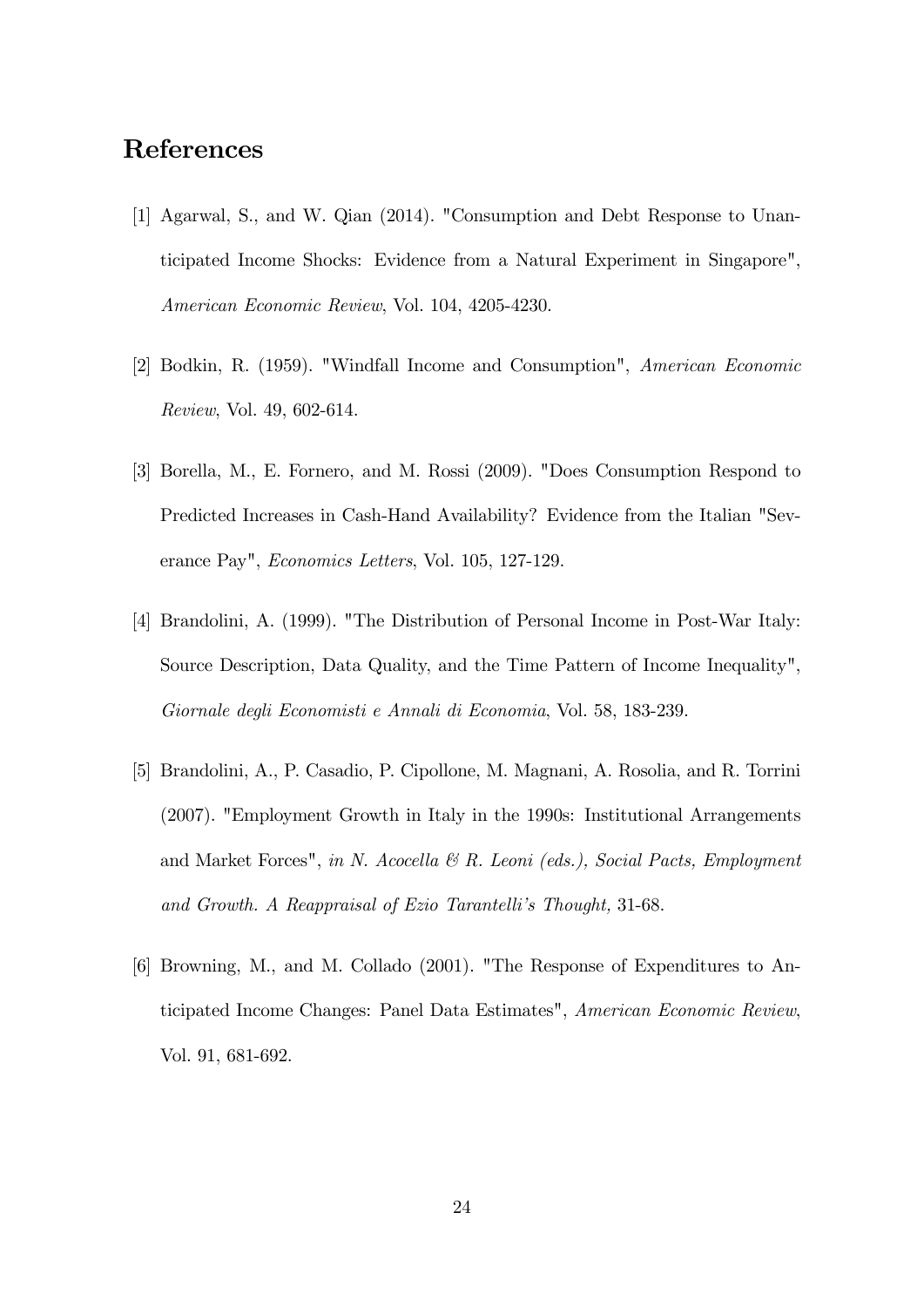# References

[1] Agarwal, S., and W. Qian (2014). "Consumption and Debt Response to Unanticipated Income Shocks: Evidence from a Natural Experiment in Singapore", *American Economic Review*, Vol. 104, 4205-4230.

[2] Bodkin, R. (1959). "Windfall Income and Consumption", *American Economic Review*, Vol. 49, 602-614.

[3] Borella, M., E. Fornero, and M. Rossi (2009). "Does Consumption Respond to Predicted Increases in Cash-Hand Availability? Evidence from the Italian "Severance Pay", *Economics Letters*, Vol. 105, 127-129.

[4] Brandolini, A. (1999). "The Distribution of Personal Income in Post-War Italy: Source Description, Data Quality, and the Time Pattern of Income Inequality", *Giornale degli Economisti e Annali di Economia*, Vol. 58, 183-239.

[5] Brandolini, A., P. Casadio, P. Cipollone, M. Magnani, A. Rosolia, and R. Torrini (2007). "Employment Growth in Italy in the 1990s: Institutional Arrangements and Market Forces", *in N. Acocella & R. Leoni (eds.), Social Pacts, Employment and Growth. A Reappraisal of Ezio Tarantelli's Thought,* 31-68.

[6] Browning, M., and M. Collado (2001). "The Response of Expenditures to Anticipated Income Changes: Panel Data Estimates", *American Economic Review*, Vol. 91, 681-692.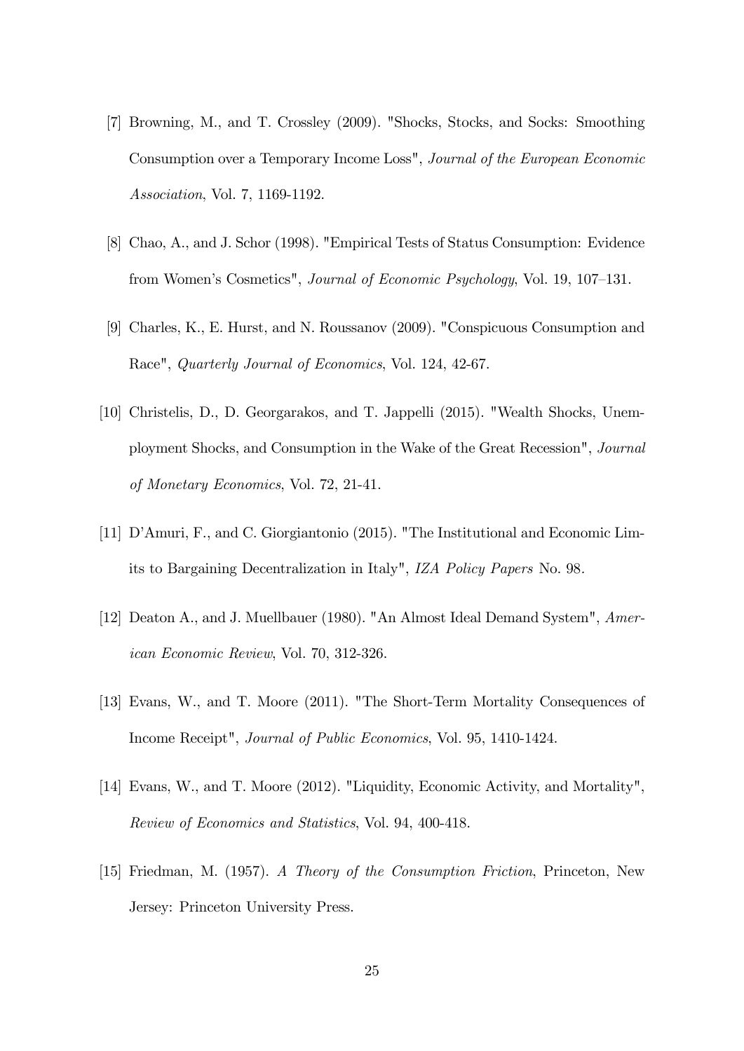[7] Browning, M., and T. Crossley (2009). "Shocks, Stocks, and Socks: Smoothing Consumption over a Temporary Income Loss", *Journal of the European Economic Association*, Vol. 7, 1169-1192.

[8] Chao, A., and J. Schor (1998). "Empirical Tests of Status Consumption: Evidence from Women's Cosmetics", *Journal of Economic Psychology*, Vol. 19, 107–131.

[9] Charles, K., E. Hurst, and N. Roussanov (2009). "Conspicuous Consumption and Race", *Quarterly Journal of Economics*, Vol. 124, 42-67.

[10] Christelis, D., D. Georgarakos, and T. Jappelli (2015). "Wealth Shocks, Unemployment Shocks, and Consumption in the Wake of the Great Recession", *Journal of Monetary Economics*, Vol. 72, 21-41.

[11] D'Amuri, F., and C. Giorgiantonio (2015). "The Institutional and Economic Limits to Bargaining Decentralization in Italy", *IZA Policy Papers* No. 98.

[12] Deaton A., and J. Muellbauer (1980). "An Almost Ideal Demand System", *American Economic Review*, Vol. 70, 312-326.

[13] Evans, W., and T. Moore (2011). "The Short-Term Mortality Consequences of Income Receipt", *Journal of Public Economics*, Vol. 95, 1410-1424.

[14] Evans, W., and T. Moore (2012). "Liquidity, Economic Activity, and Mortality", *Review of Economics and Statistics*, Vol. 94, 400-418.

[15] Friedman, M. (1957). *A Theory of the Consumption Friction*, Princeton, New Jersey: Princeton University Press.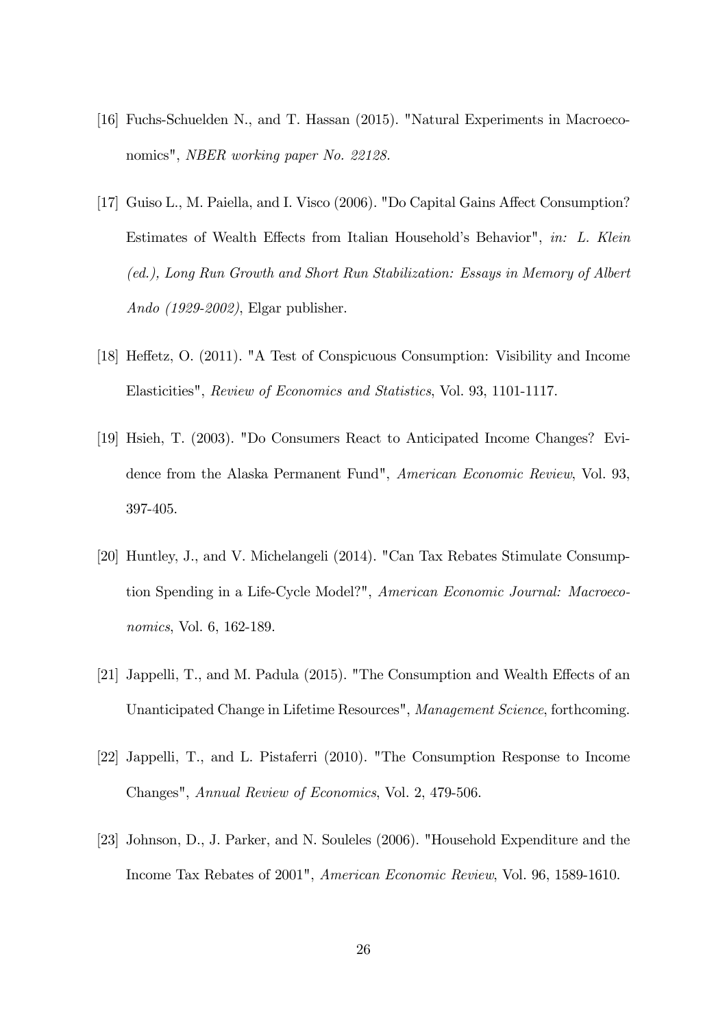[16] Fuchs-Schuelden N., and T. Hassan (2015). "Natural Experiments in Macroeconomics", *NBER working paper No. 22128.*

[17] Guiso L., M. Paiella, and I. Visco (2006). "Do Capital Gains Affect Consumption? Estimates of Wealth Effects from Italian Household's Behavior", *in: L. Klein (ed.), Long Run Growth and Short Run Stabilization: Essays in Memory of Albert Ando (1929-2002)*, Elgar publisher.

[18] Heffetz, O. (2011). "A Test of Conspicuous Consumption: Visibility and Income Elasticities", *Review of Economics and Statistics*, Vol. 93, 1101-1117.

[19] Hsieh, T. (2003). "Do Consumers React to Anticipated Income Changes? Evidence from the Alaska Permanent Fund", *American Economic Review*, Vol. 93, 397-405.

[20] Huntley, J., and V. Michelangeli (2014). "Can Tax Rebates Stimulate Consumption Spending in a Life-Cycle Model?", *American Economic Journal: Macroeconomics*, Vol. 6, 162-189.

[21] Jappelli, T., and M. Padula (2015). "The Consumption and Wealth Effects of an Unanticipated Change in Lifetime Resources", *Management Science*, forthcoming.

[22] Jappelli, T., and L. Pistaferri (2010). "The Consumption Response to Income Changes", *Annual Review of Economics*, Vol. 2, 479-506.

[23] Johnson, D., J. Parker, and N. Souleles (2006). "Household Expenditure and the Income Tax Rebates of 2001", *American Economic Review*, Vol. 96, 1589-1610.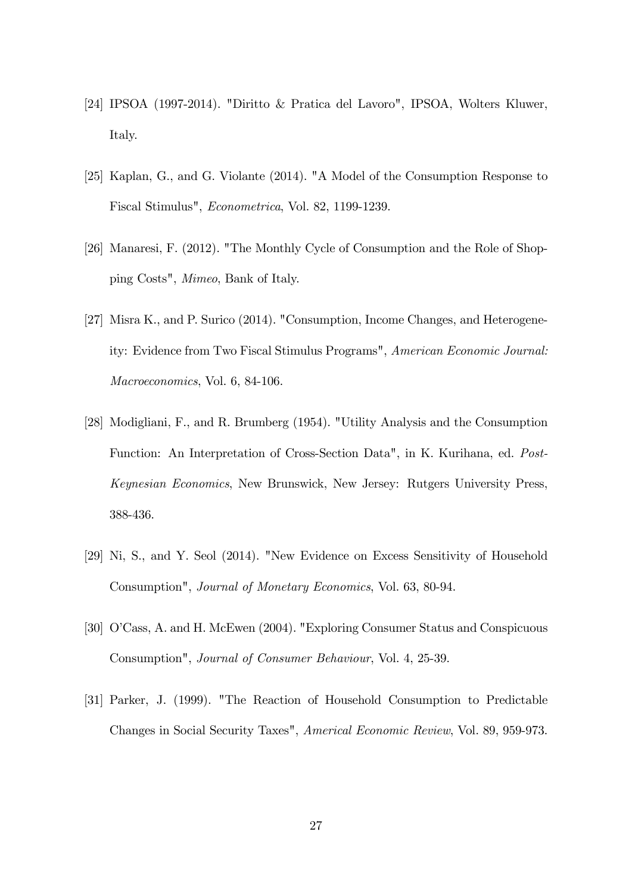[24] IPSOA (1997-2014). "Diritto & Pratica del Lavoro", IPSOA, Wolters Kluwer, Italy.

[25] Kaplan, G., and G. Violante (2014). "A Model of the Consumption Response to Fiscal Stimulus", *Econometrica*, Vol. 82, 1199-1239.

[26] Manaresi, F. (2012). "The Monthly Cycle of Consumption and the Role of Shopping Costs", *Mimeo*, Bank of Italy.

[27] Misra K., and P. Surico (2014). "Consumption, Income Changes, and Heterogeneity: Evidence from Two Fiscal Stimulus Programs", *American Economic Journal: Macroeconomics*, Vol. 6, 84-106.

[28] Modigliani, F., and R. Brumberg (1954). "Utility Analysis and the Consumption Function: An Interpretation of Cross-Section Data", in K. Kurihana, ed. *Post-Keynesian Economics*, New Brunswick, New Jersey: Rutgers University Press, 388-436.

[29] Ni, S., and Y. Seol (2014). "New Evidence on Excess Sensitivity of Household Consumption", *Journal of Monetary Economics*, Vol. 63, 80-94.

[30] O'Cass, A. and H. McEwen (2004). "Exploring Consumer Status and Conspicuous Consumption", *Journal of Consumer Behaviour*, Vol. 4, 25-39.

[31] Parker, J. (1999). "The Reaction of Household Consumption to Predictable Changes in Social Security Taxes", *Americal Economic Review*, Vol. 89, 959-973.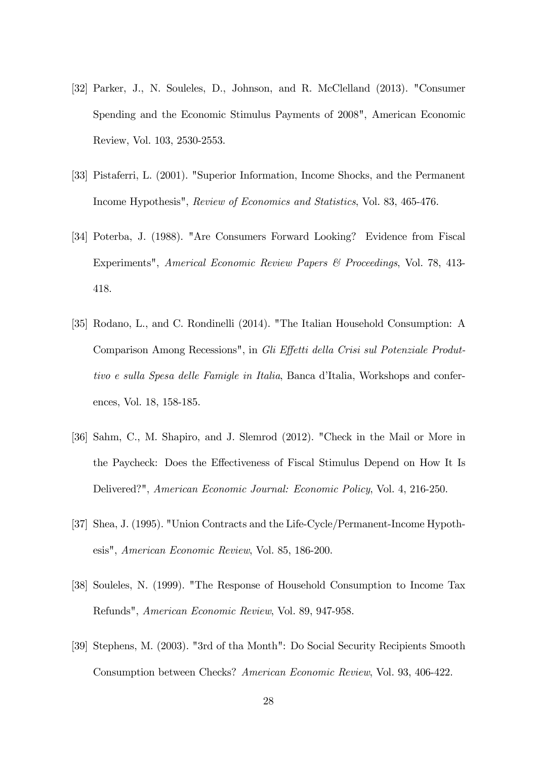[32] Parker, J., N. Souleles, D., Johnson, and R. McClelland (2013). "Consumer Spending and the Economic Stimulus Payments of 2008", American Economic Review, Vol. 103, 2530-2553.

[33] Pistaferri, L. (2001). "Superior Information, Income Shocks, and the Permanent Income Hypothesis", *Review of Economics and Statistics*, Vol. 83, 465-476.

[34] Poterba, J. (1988). "Are Consumers Forward Looking? Evidence from Fiscal Experiments", *Americal Economic Review Papers & Proceedings*, Vol. 78, 413-418.

[35] Rodano, L., and C. Rondinelli (2014). "The Italian Household Consumption: A Comparison Among Recessions", in *Gli Effetti della Crisi sul Potenziale Produttivo e sulla Spesa delle Famigle in Italia*, Banca d'Italia, Workshops and conferences, Vol. 18, 158-185.

[36] Sahm, C., M. Shapiro, and J. Slemrod (2012). "Check in the Mail or More in the Paycheck: Does the Effectiveness of Fiscal Stimulus Depend on How It Is Delivered?", *American Economic Journal: Economic Policy*, Vol. 4, 216-250.

[37] Shea, J. (1995). "Union Contracts and the Life-Cycle/Permanent-Income Hypothesis", *American Economic Review*, Vol. 85, 186-200.

[38] Souleles, N. (1999). "The Response of Household Consumption to Income Tax Refunds", *American Economic Review*, Vol. 89, 947-958.

[39] Stephens, M. (2003). "3rd of tha Month": Do Social Security Recipients Smooth Consumption between Checks? *American Economic Review*, Vol. 93, 406-422.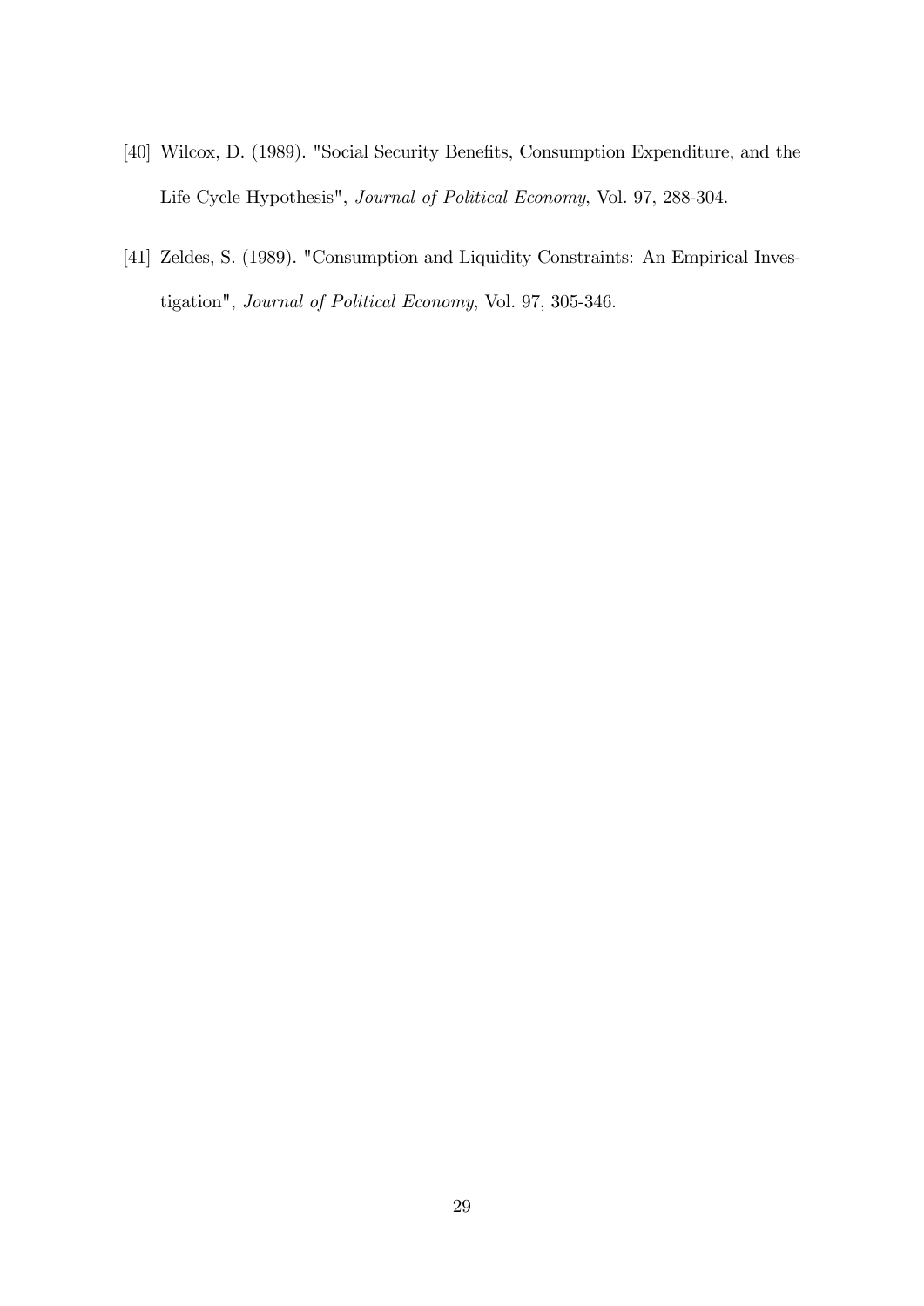[40] Wilcox, D. (1989). "Social Security Benefits, Consumption Expenditure, and the Life Cycle Hypothesis", *Journal of Political Economy*, Vol. 97, 288-304.

[41] Zeldes, S. (1989). "Consumption and Liquidity Constraints: An Empirical Investigation", *Journal of Political Economy*, Vol. 97, 305-346.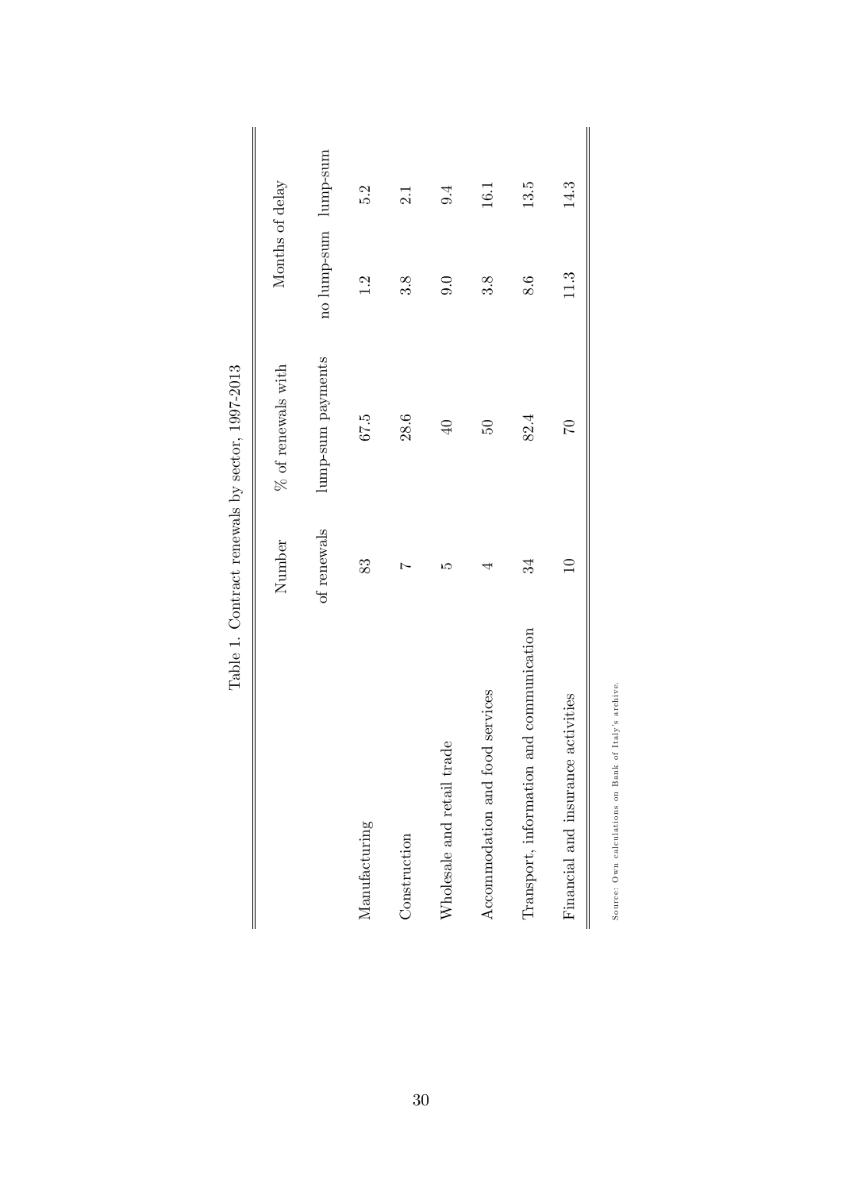Table 1. Contract renewals by sector, 1997-2013

| | Number of renewals | % of renewals with lump-sum payments | Months of delay | |
|---|---|---|---|---|
| | | | no lump-sum | lump-sum |
| Manufacturing | 83 | 67.5 | 1.2 | 5.2 |
| Construction | 7 | 28.6 | 3.8 | 2.1 |
| Wholesale and retail trade | 5 | 40 | 9.0 | 9.4 |
| Accommodation and food services | 4 | 50 | 3.8 | 16.1 |
| Transport, information and communication | 34 | 82.4 | 8.6 | 13.5 |
| Financial and insurance activities | 10 | 70 | 11.3 | 14.3 |

Source: Own calculations on Bank of Italy's archive.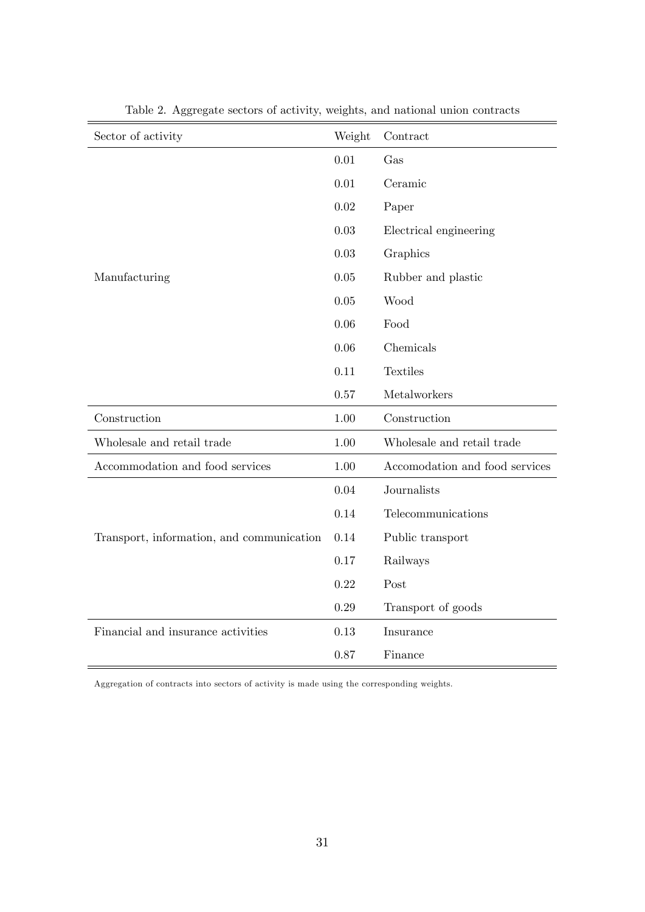Table 2. Aggregate sectors of activity, weights, and national union contracts

| Sector of activity | Weight | Contract |
|---|---|---|
| Manufacturing | 0.01 | Gas |
| | 0.01 | Ceramic |
| | 0.02 | Paper |
| | 0.03 | Electrical engineering |
| | 0.03 | Graphics |
| | 0.05 | Rubber and plastic |
| | 0.05 | Wood |
| | 0.06 | Food |
| | 0.06 | Chemicals |
| | 0.11 | Textiles |
| | 0.57 | Metalworkers |
| Construction | 1.00 | Construction |
| Wholesale and retail trade | 1.00 | Wholesale and retail trade |
| Accommodation and food services | 1.00 | Accomodation and food services |
| Transport, information, and communication | 0.04 | Journalists |
| | 0.14 | Telecommunications |
| | 0.14 | Public transport |
| | 0.17 | Railways |
| | 0.22 | Post |
| | 0.29 | Transport of goods |
| Financial and insurance activities | 0.13 | Insurance |
| | 0.87 | Finance |

Aggregation of contracts into sectors of activity is made using the corresponding weights.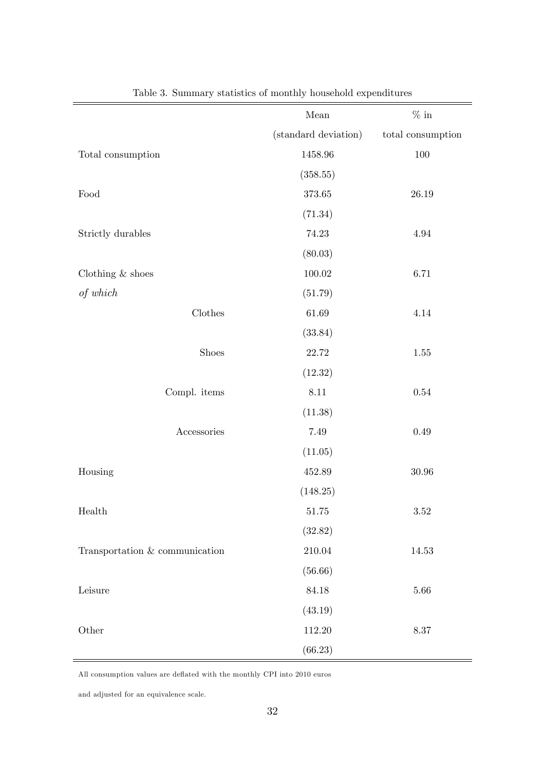Table 3. Summary statistics of monthly household expenditures

| | Mean (standard deviation) | % in total consumption |
|---|---|---|
| Total consumption | 1458.96 | 100 |
| | (358.55) | |
| Food | 373.65 | 26.19 |
| | (71.34) | |
| Strictly durables | 74.23 | 4.94 |
| | (80.03) | |
| Clothing & shoes | 100.02 | 6.71 |
| *of which* | (51.79) | |
| Clothes | 61.69 | 4.14 |
| | (33.84) | |
| Shoes | 22.72 | 1.55 |
| | (12.32) | |
| Compl. items | 8.11 | 0.54 |
| | (11.38) | |
| Accessories | 7.49 | 0.49 |
| | (11.05) | |
| Housing | 452.89 | 30.96 |
| | (148.25) | |
| Health | 51.75 | 3.52 |
| | (32.82) | |
| Transportation & communication | 210.04 | 14.53 |
| | (56.66) | |
| Leisure | 84.18 | 5.66 |
| | (43.19) | |
| Other | 112.20 | 8.37 |
| | (66.23) | |

All consumption values are deflated with the monthly CPI into 2010 euros

and adjusted for an equivalence scale.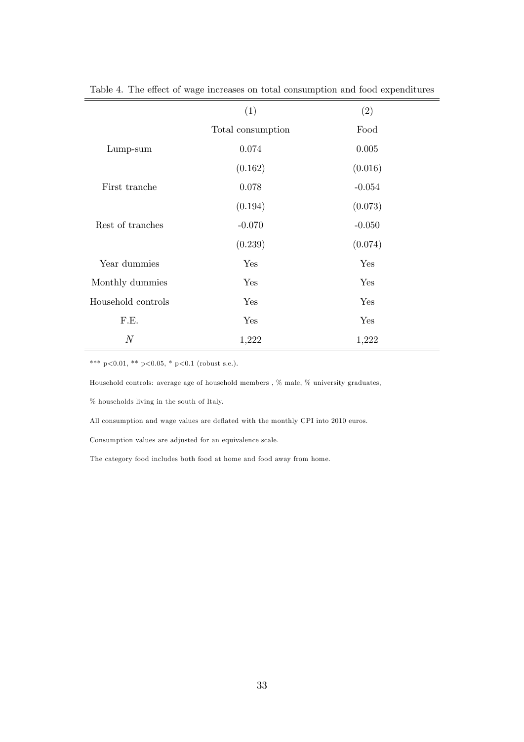Table 4. The effect of wage increases on total consumption and food expenditures

| | (1) | (2) |
|---|---|---|
| | Total consumption | Food |
| Lump-sum | 0.074 | 0.005 |
| | (0.162) | (0.016) |
| First tranche | 0.078 | -0.054 |
| | (0.194) | (0.073) |
| Rest of tranches | -0.070 | -0.050 |
| | (0.239) | (0.074) |
| Year dummies | Yes | Yes |
| Monthly dummies | Yes | Yes |
| Household controls | Yes | Yes |
| F.E. | Yes | Yes |
| $N$ | 1,222 | 1,222 |

*** $p<0.01$, ** $p<0.05$, * $p<0.1$ (robust s.e.).

Household controls: average age of household members , % male, % university graduates,

% households living in the south of Italy.

All consumption and wage values are deflated with the monthly CPI into 2010 euros.

Consumption values are adjusted for an equivalence scale.

The category food includes both food at home and food away from home.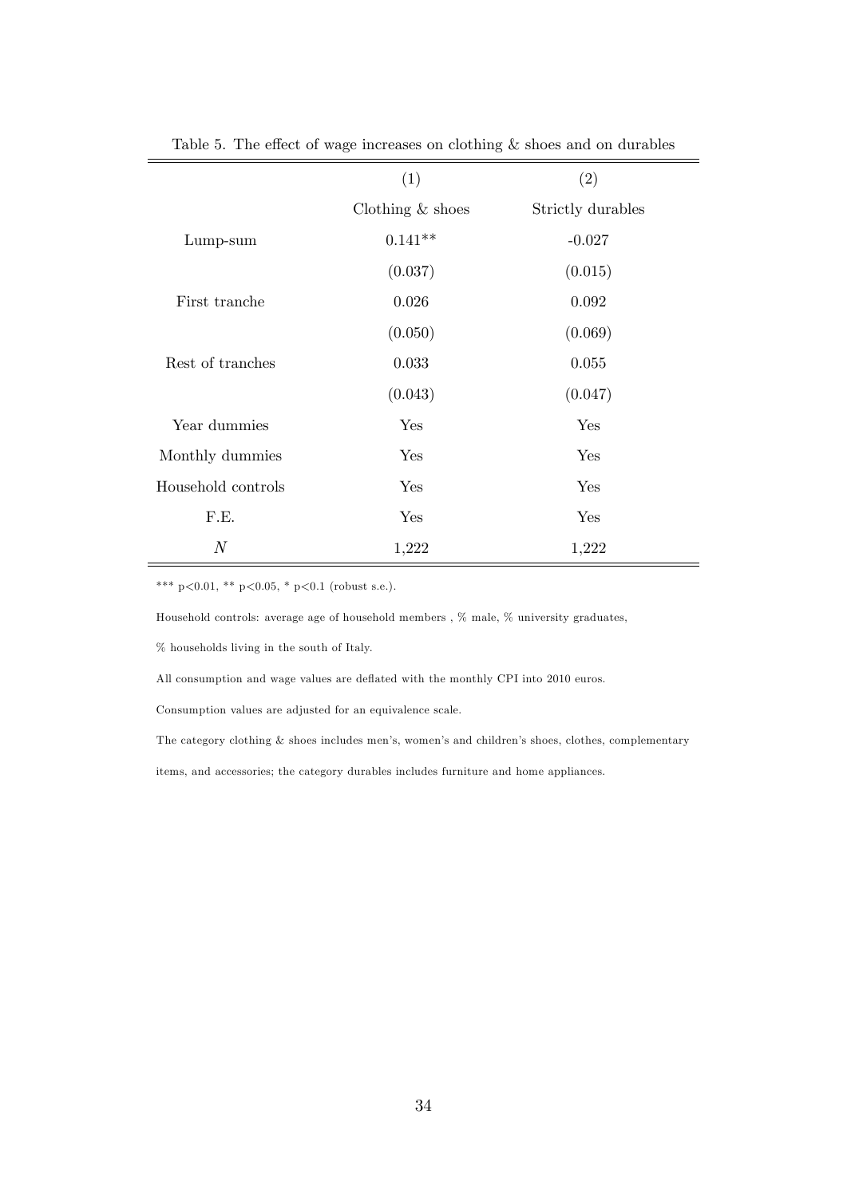Table 5. The effect of wage increases on clothing & shoes and on durables

| | (1) | (2) |
|---|---|---|
| | Clothing & shoes | Strictly durables |
| Lump-sum | 0.141** | -0.027 |
| | (0.037) | (0.015) |
| First tranche | 0.026 | 0.092 |
| | (0.050) | (0.069) |
| Rest of tranches | 0.033 | 0.055 |
| | (0.043) | (0.047) |
| Year dummies | Yes | Yes |
| Monthly dummies | Yes | Yes |
| Household controls | Yes | Yes |
| F.E. | Yes | Yes |
| $N$ | 1,222 | 1,222 |

*** p<0.01, ** p<0.05, * p<0.1 (robust s.e.).

Household controls: average age of household members , % male, % university graduates,

% households living in the south of Italy.

All consumption and wage values are deflated with the monthly CPI into 2010 euros.

Consumption values are adjusted for an equivalence scale.

The category clothing & shoes includes men's, women's and children's shoes, clothes, complementary

items, and accessories; the category durables includes furniture and home appliances.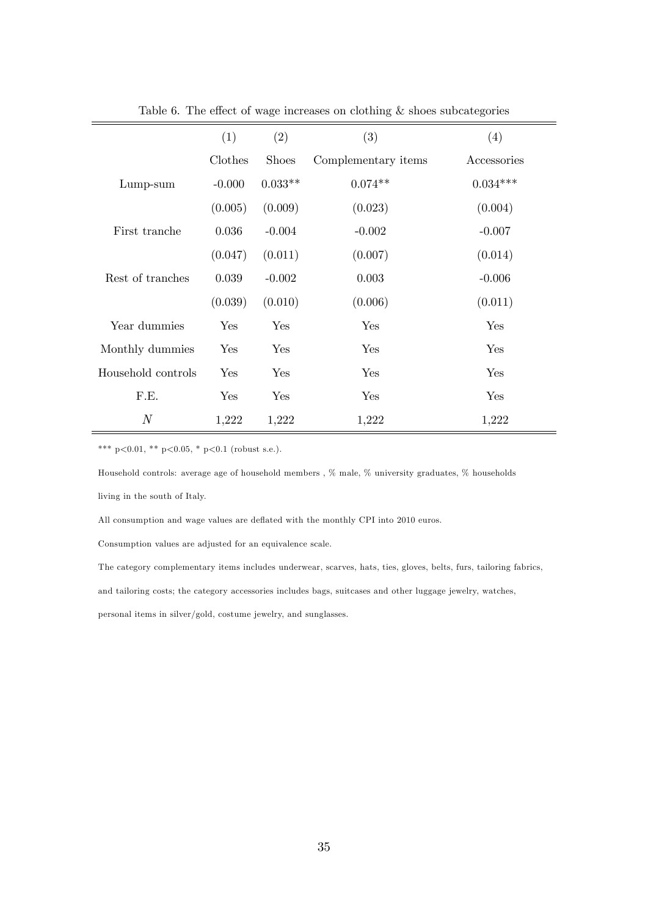Table 6. The effect of wage increases on clothing & shoes subcategories

| | (1) | (2) | (3) | (4) |
|---|---|---|---|---|
| | Clothes | Shoes | Complementary items | Accessories |
| Lump-sum | -0.000 | 0.033** | 0.074** | 0.034*** |
| | (0.005) | (0.009) | (0.023) | (0.004) |
| First tranche | 0.036 | -0.004 | -0.002 | -0.007 |
| | (0.047) | (0.011) | (0.007) | (0.014) |
| Rest of tranches | 0.039 | -0.002 | 0.003 | -0.006 |
| | (0.039) | (0.010) | (0.006) | (0.011) |
| Year dummies | Yes | Yes | Yes | Yes |
| Monthly dummies | Yes | Yes | Yes | Yes |
| Household controls | Yes | Yes | Yes | Yes |
| F.E. | Yes | Yes | Yes | Yes |
| $N$ | 1,222 | 1,222 | 1,222 | 1,222 |

*** p<0.01, ** p<0.05, * p<0.1 (robust s.e.).

Household controls: average age of household members , % male, % university graduates, % households living in the south of Italy.

All consumption and wage values are deflated with the monthly CPI into 2010 euros.

Consumption values are adjusted for an equivalence scale.

The category complementary items includes underwear, scarves, hats, ties, gloves, belts, furs, tailoring fabrics, and tailoring costs; the category accessories includes bags, suitcases and other luggage jewelry, watches, personal items in silver/gold, costume jewelry, and sunglasses.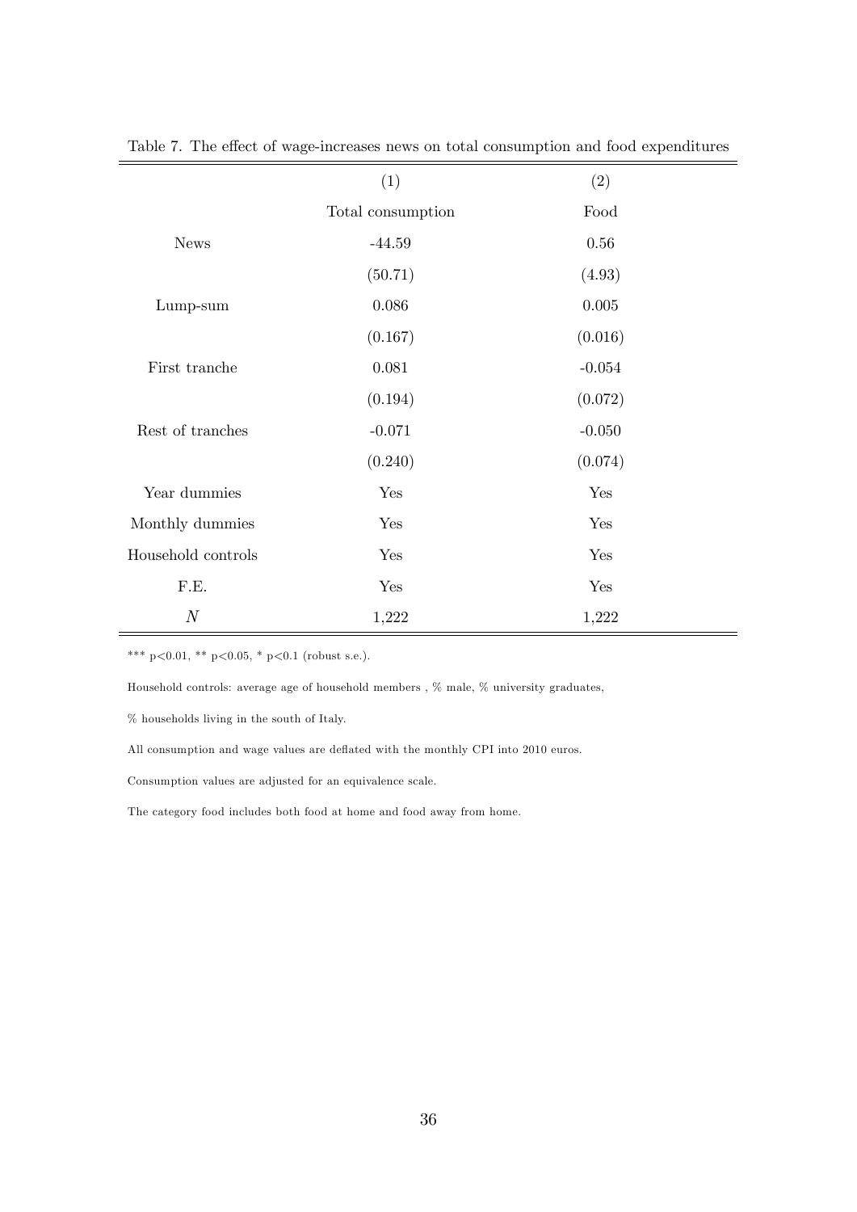Table 7. The effect of wage-increases news on total consumption and food expenditures

| | (1) | (2) |
|---|---|---|
| | Total consumption | Food |
| News | -44.59 | 0.56 |
| | (50.71) | (4.93) |
| Lump-sum | 0.086 | 0.005 |
| | (0.167) | (0.016) |
| First tranche | 0.081 | -0.054 |
| | (0.194) | (0.072) |
| Rest of tranches | -0.071 | -0.050 |
| | (0.240) | (0.074) |
| Year dummies | Yes | Yes |
| Monthly dummies | Yes | Yes |
| Household controls | Yes | Yes |
| F.E. | Yes | Yes |
| $N$ | 1,222 | 1,222 |

*** p<0.01, ** p<0.05, * p<0.1 (robust s.e.).

Household controls: average age of household members , % male, % university graduates,

% households living in the south of Italy.

All consumption and wage values are deflated with the monthly CPI into 2010 euros.

Consumption values are adjusted for an equivalence scale.

The category food includes both food at home and food away from home.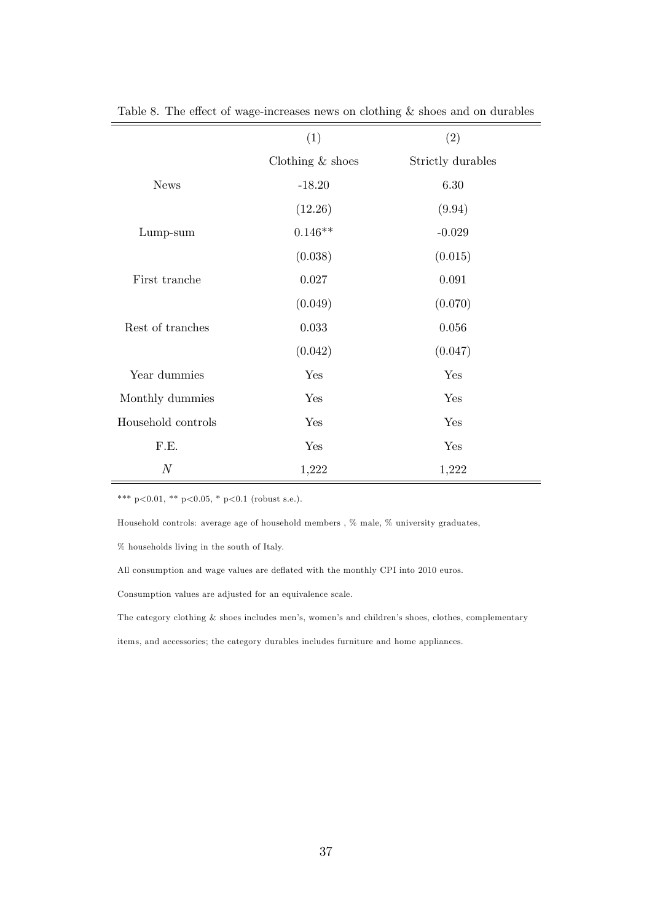Table 8. The effect of wage-increases news on clothing & shoes and on durables

| | (1) | (2) |
|---|---|---|
| | Clothing & shoes | Strictly durables |
| News | -18.20 | 6.30 |
| | (12.26) | (9.94) |
| Lump-sum | 0.146** | -0.029 |
| | (0.038) | (0.015) |
| First tranche | 0.027 | 0.091 |
| | (0.049) | (0.070) |
| Rest of tranches | 0.033 | 0.056 |
| | (0.042) | (0.047) |
| Year dummies | Yes | Yes |
| Monthly dummies | Yes | Yes |
| Household controls | Yes | Yes |
| F.E. | Yes | Yes |
| $N$ | 1,222 | 1,222 |

*** p<0.01, ** p<0.05, * p<0.1 (robust s.e.).

Household controls: average age of household members , % male, % university graduates,

% households living in the south of Italy.

All consumption and wage values are deflated with the monthly CPI into 2010 euros.

Consumption values are adjusted for an equivalence scale.

The category clothing & shoes includes men's, women's and children's shoes, clothes, complementary

items, and accessories; the category durables includes furniture and home appliances.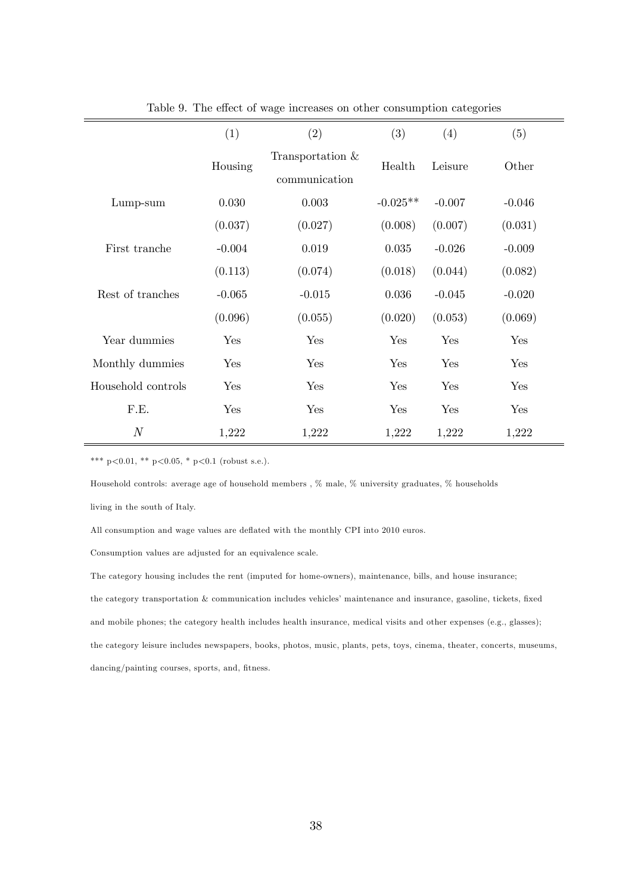Table 9. The effect of wage increases on other consumption categories

| | (1) | (2) | (3) | (4) | (5) |
|---|---|---|---|---|---|
| | Housing | Transportation & communication | Health | Leisure | Other |
| Lump-sum | 0.030 | 0.003 | -0.025** | -0.007 | -0.046 |
| | (0.037) | (0.027) | (0.008) | (0.007) | (0.031) |
| First tranche | -0.004 | 0.019 | 0.035 | -0.026 | -0.009 |
| | (0.113) | (0.074) | (0.018) | (0.044) | (0.082) |
| Rest of tranches | -0.065 | -0.015 | 0.036 | -0.045 | -0.020 |
| | (0.096) | (0.055) | (0.020) | (0.053) | (0.069) |
| Year dummies | Yes | Yes | Yes | Yes | Yes |
| Monthly dummies | Yes | Yes | Yes | Yes | Yes |
| Household controls | Yes | Yes | Yes | Yes | Yes |
| F.E. | Yes | Yes | Yes | Yes | Yes |
| $N$ | 1,222 | 1,222 | 1,222 | 1,222 | 1,222 |

*** p<0.01, ** p<0.05, * p<0.1 (robust s.e.).

Household controls: average age of household members , % male, % university graduates, % households living in the south of Italy.

All consumption and wage values are deflated with the monthly CPI into 2010 euros.

Consumption values are adjusted for an equivalence scale.

The category housing includes the rent (imputed for home-owners), maintenance, bills, and house insurance; the category transportation & communication includes vehicles' maintenance and insurance, gasoline, tickets, fixed and mobile phones; the category health includes health insurance, medical visits and other expenses (e.g., glasses); the category leisure includes newspapers, books, photos, music, plants, pets, toys, cinema, theater, concerts, museums, dancing/painting courses, sports, and, fitness.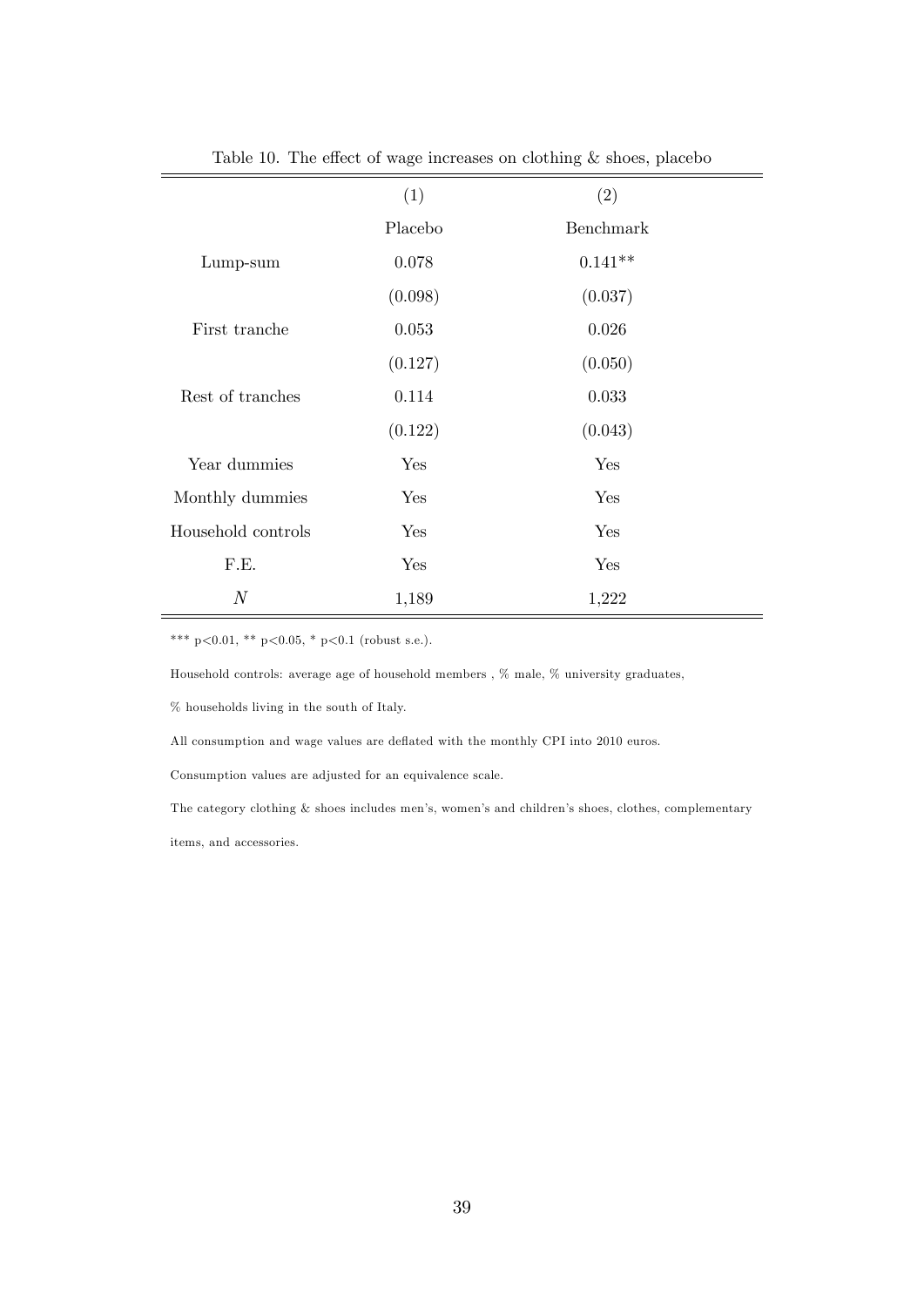Table 10. The effect of wage increases on clothing & shoes, placebo

| | (1) | (2) |
|---|---|---|
| | Placebo | Benchmark |
| Lump-sum | 0.078 | 0.141** |
| | (0.098) | (0.037) |
| First tranche | 0.053 | 0.026 |
| | (0.127) | (0.050) |
| Rest of tranches | 0.114 | 0.033 |
| | (0.122) | (0.043) |
| Year dummies | Yes | Yes |
| Monthly dummies | Yes | Yes |
| Household controls | Yes | Yes |
| F.E. | Yes | Yes |
| $N$ | 1,189 | 1,222 |

*** p<0.01, ** p<0.05, * p<0.1 (robust s.e.).

Household controls: average age of household members , % male, % university graduates,

% households living in the south of Italy.

All consumption and wage values are deflated with the monthly CPI into 2010 euros.

Consumption values are adjusted for an equivalence scale.

The category clothing & shoes includes men's, women's and children's shoes, clothes, complementary items, and accessories.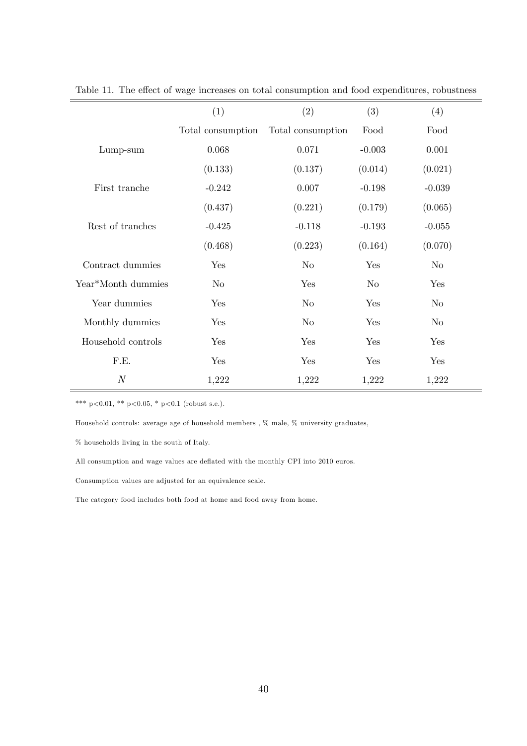Table 11. The effect of wage increases on total consumption and food expenditures, robustness

| | (1) | (2) | (3) | (4) |
|---|---|---|---|---|
| | Total consumption | Total consumption | Food | Food |
| Lump-sum | 0.068 | 0.071 | -0.003 | 0.001 |
| | (0.133) | (0.137) | (0.014) | (0.021) |
| First tranche | -0.242 | 0.007 | -0.198 | -0.039 |
| | (0.437) | (0.221) | (0.179) | (0.065) |
| Rest of tranches | -0.425 | -0.118 | -0.193 | -0.055 |
| | (0.468) | (0.223) | (0.164) | (0.070) |
| Contract dummies | Yes | No | Yes | No |
| Year*Month dummies | No | Yes | No | Yes |
| Year dummies | Yes | No | Yes | No |
| Monthly dummies | Yes | No | Yes | No |
| Household controls | Yes | Yes | Yes | Yes |
| F.E. | Yes | Yes | Yes | Yes |
| $N$ | 1,222 | 1,222 | 1,222 | 1,222 |

*** $p<0.01$, ** $p<0.05$, * $p<0.1$ (robust s.e.).

Household controls: average age of household members , % male, % university graduates,

% households living in the south of Italy.

All consumption and wage values are deflated with the monthly CPI into 2010 euros.

Consumption values are adjusted for an equivalence scale.

The category food includes both food at home and food away from home.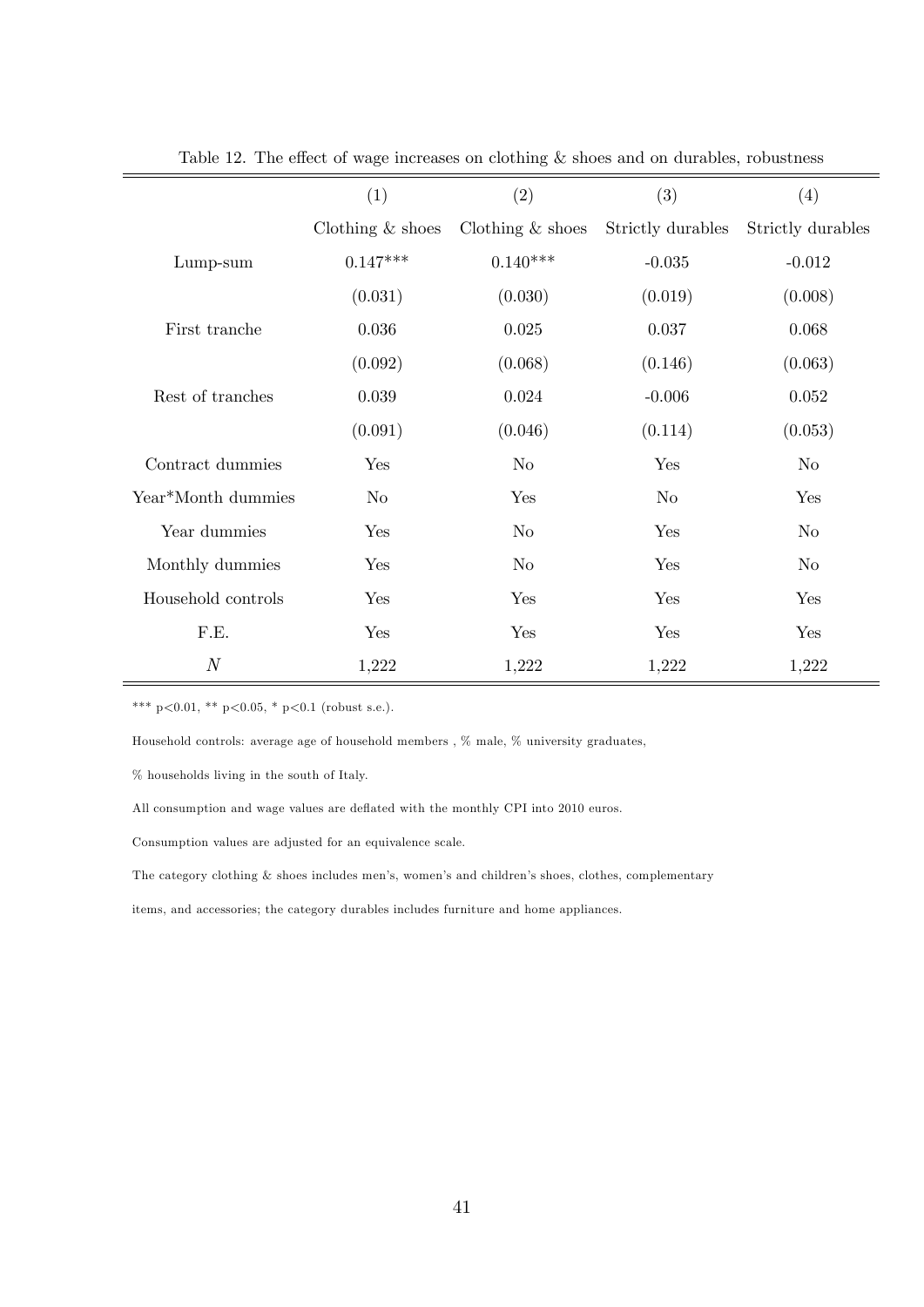Table 12. The effect of wage increases on clothing & shoes and on durables, robustness

| | (1) | (2) | (3) | (4) |
|---|---|---|---|---|
| | Clothing & shoes | Clothing & shoes | Strictly durables | Strictly durables |
| Lump-sum | 0.147*** | 0.140*** | -0.035 | -0.012 |
| | (0.031) | (0.030) | (0.019) | (0.008) |
| First tranche | 0.036 | 0.025 | 0.037 | 0.068 |
| | (0.092) | (0.068) | (0.146) | (0.063) |
| Rest of tranches | 0.039 | 0.024 | -0.006 | 0.052 |
| | (0.091) | (0.046) | (0.114) | (0.053) |
| Contract dummies | Yes | No | Yes | No |
| Year*Month dummies | No | Yes | No | Yes |
| Year dummies | Yes | No | Yes | No |
| Monthly dummies | Yes | No | Yes | No |
| Household controls | Yes | Yes | Yes | Yes |
| F.E. | Yes | Yes | Yes | Yes |
| $N$ | 1,222 | 1,222 | 1,222 | 1,222 |

*** p<0.01, ** p<0.05, * p<0.1 (robust s.e.).

Household controls: average age of household members , % male, % university graduates,

% households living in the south of Italy.

All consumption and wage values are deflated with the monthly CPI into 2010 euros.

Consumption values are adjusted for an equivalence scale.

The category clothing & shoes includes men's, women's and children's shoes, clothes, complementary

items, and accessories; the category durables includes furniture and home appliances.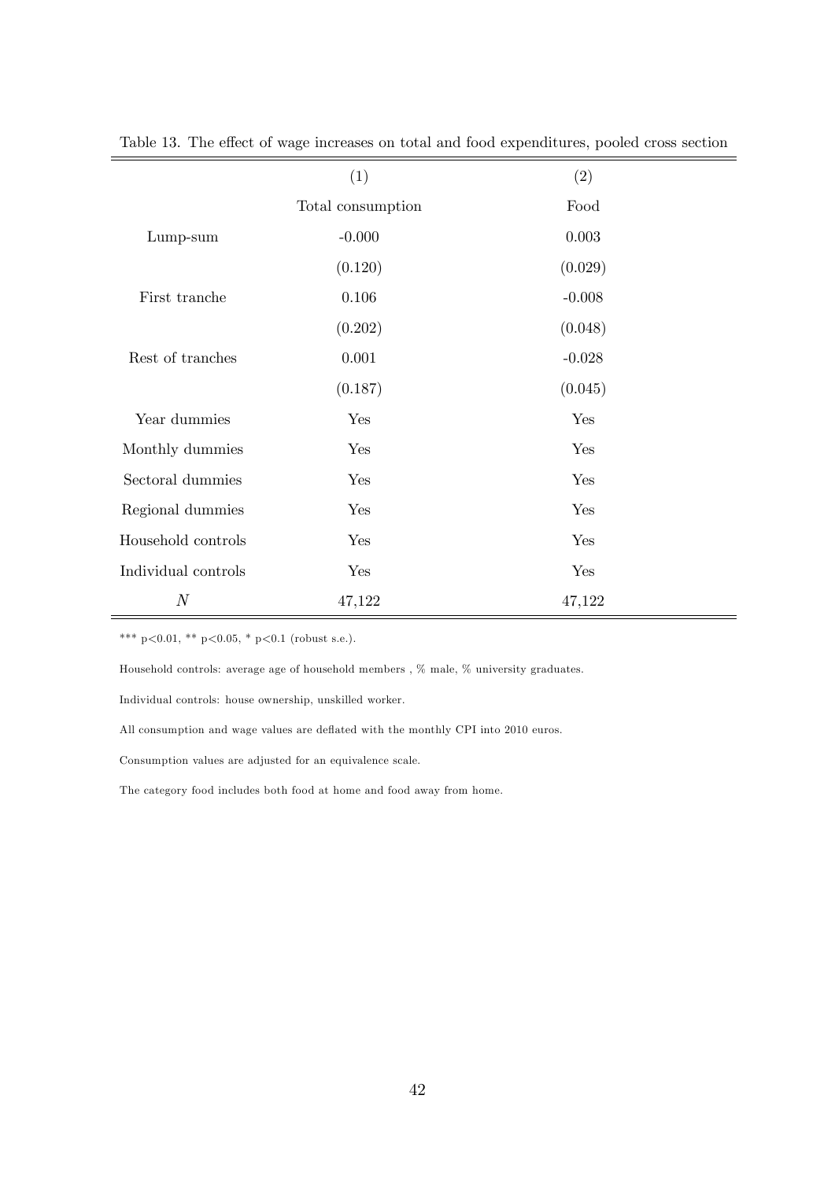Table 13. The effect of wage increases on total and food expenditures, pooled cross section

| | (1) | (2) |
|---|---|---|
| | Total consumption | Food |
| Lump-sum | -0.000 | 0.003 |
| | (0.120) | (0.029) |
| First tranche | 0.106 | -0.008 |
| | (0.202) | (0.048) |
| Rest of tranches | 0.001 | -0.028 |
| | (0.187) | (0.045) |
| Year dummies | Yes | Yes |
| Monthly dummies | Yes | Yes |
| Sectoral dummies | Yes | Yes |
| Regional dummies | Yes | Yes |
| Household controls | Yes | Yes |
| Individual controls | Yes | Yes |
| $N$ | 47,122 | 47,122 |

*** $p<0.01$, ** $p<0.05$, * $p<0.1$ (robust s.e.).

Household controls: average age of household members , % male, % university graduates.

Individual controls: house ownership, unskilled worker.

All consumption and wage values are deflated with the monthly CPI into 2010 euros.

Consumption values are adjusted for an equivalence scale.

The category food includes both food at home and food away from home.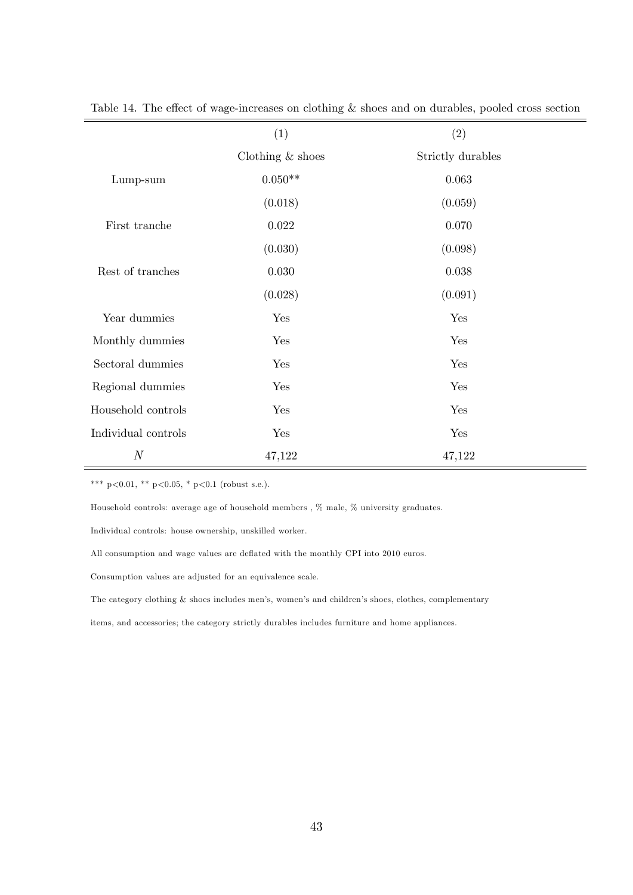Table 14. The effect of wage-increases on clothing & shoes and on durables, pooled cross section

| | (1) | (2) |
|---|---|---|
| | Clothing & shoes | Strictly durables |
| Lump-sum | 0.050** | 0.063 |
| | (0.018) | (0.059) |
| First tranche | 0.022 | 0.070 |
| | (0.030) | (0.098) |
| Rest of tranches | 0.030 | 0.038 |
| | (0.028) | (0.091) |
| Year dummies | Yes | Yes |
| Monthly dummies | Yes | Yes |
| Sectoral dummies | Yes | Yes |
| Regional dummies | Yes | Yes |
| Household controls | Yes | Yes |
| Individual controls | Yes | Yes |
| $N$ | 47,122 | 47,122 |

*** p<0.01, ** p<0.05, * p<0.1 (robust s.e.).

Household controls: average age of household members , % male, % university graduates.

Individual controls: house ownership, unskilled worker.

All consumption and wage values are deflated with the monthly CPI into 2010 euros.

Consumption values are adjusted for an equivalence scale.

The category clothing & shoes includes men's, women's and children's shoes, clothes, complementary items, and accessories; the category strictly durables includes furniture and home appliances.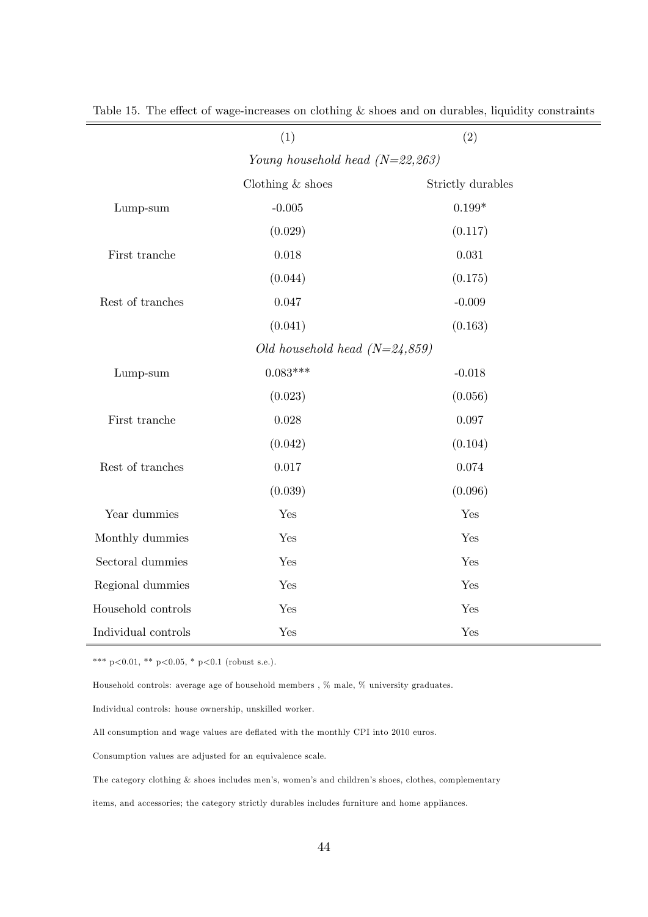Table 15. The effect of wage-increases on clothing & shoes and on durables, liquidity constraints

| | (1) | (2) |
|---|---|---|
| | *Young household head (N=22,263)* | |
| | Clothing & shoes | Strictly durables |
| Lump-sum | -0.005 | 0.199* |
| | (0.029) | (0.117) |
| First tranche | 0.018 | 0.031 |
| | (0.044) | (0.175) |
| Rest of tranches | 0.047 | -0.009 |
| | (0.041) | (0.163) |
| | *Old household head (N=24,859)* | |
| Lump-sum | 0.083*** | -0.018 |
| | (0.023) | (0.056) |
| First tranche | 0.028 | 0.097 |
| | (0.042) | (0.104) |
| Rest of tranches | 0.017 | 0.074 |
| | (0.039) | (0.096) |
| Year dummies | Yes | Yes |
| Monthly dummies | Yes | Yes |
| Sectoral dummies | Yes | Yes |
| Regional dummies | Yes | Yes |
| Household controls | Yes | Yes |
| Individual controls | Yes | Yes |

*** p<0.01, ** p<0.05, * p<0.1 (robust s.e.).

Household controls: average age of household members , % male, % university graduates.

Individual controls: house ownership, unskilled worker.

All consumption and wage values are deflated with the monthly CPI into 2010 euros.

Consumption values are adjusted for an equivalence scale.

The category clothing & shoes includes men's, women's and children's shoes, clothes, complementary items, and accessories; the category strictly durables includes furniture and home appliances.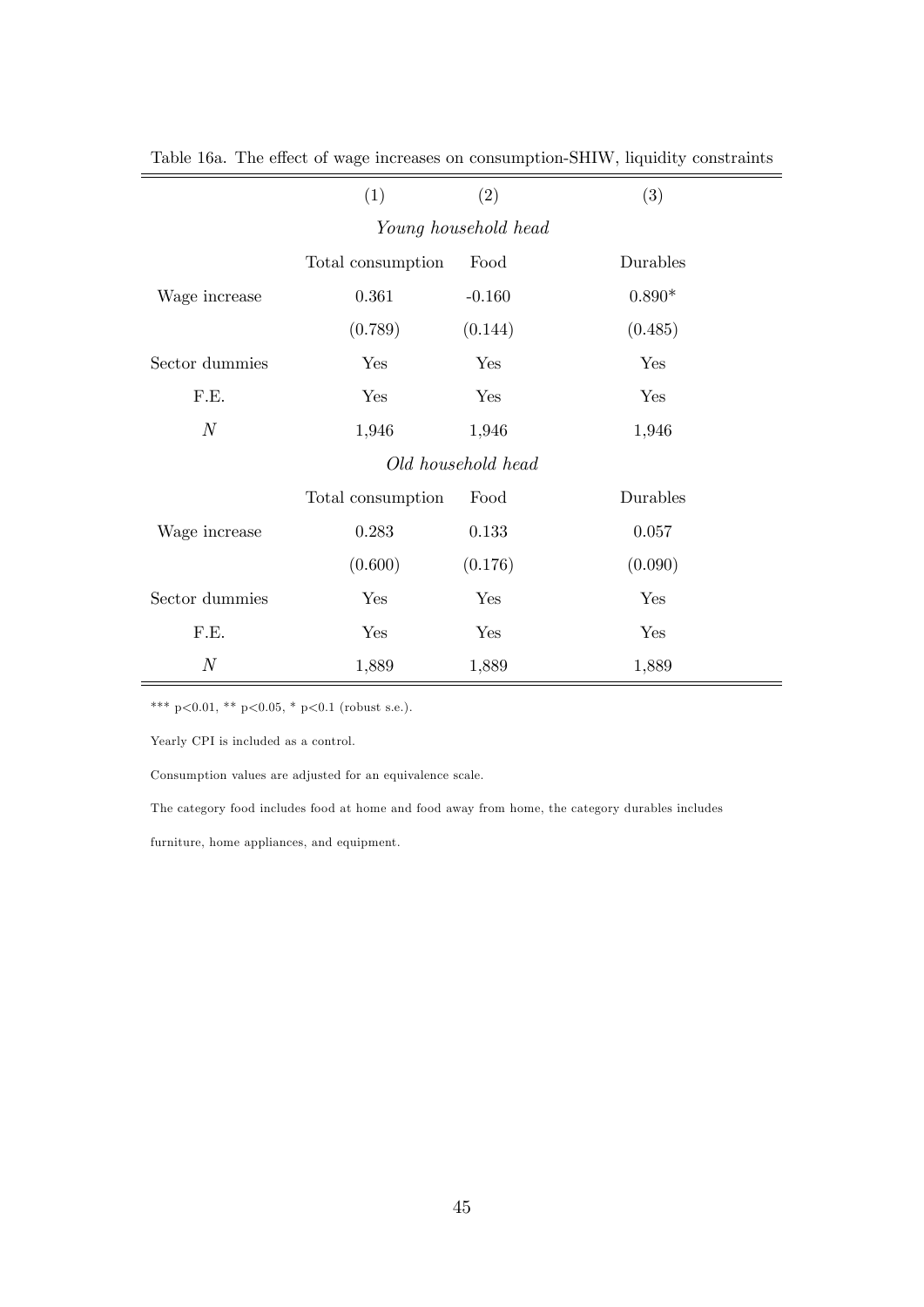Table 16a. The effect of wage increases on consumption-SHIW, liquidity constraints

| | (1) | (2) | (3) |
|---|---|---|---|
| | *Young household head* | | |
| | Total consumption | Food | Durables |
| Wage increase | 0.361 | -0.160 | 0.890* |
| | (0.789) | (0.144) | (0.485) |
| Sector dummies | Yes | Yes | Yes |
| F.E. | Yes | Yes | Yes |
| $N$ | 1,946 | 1,946 | 1,946 |
| | *Old household head* | | |
| | Total consumption | Food | Durables |
| Wage increase | 0.283 | 0.133 | 0.057 |
| | (0.600) | (0.176) | (0.090) |
| Sector dummies | Yes | Yes | Yes |
| F.E. | Yes | Yes | Yes |
| $N$ | 1,889 | 1,889 | 1,889 |

*** p<0.01, ** p<0.05, * p<0.1 (robust s.e.).

Yearly CPI is included as a control.

Consumption values are adjusted for an equivalence scale.

The category food includes food at home and food away from home, the category durables includes furniture, home appliances, and equipment.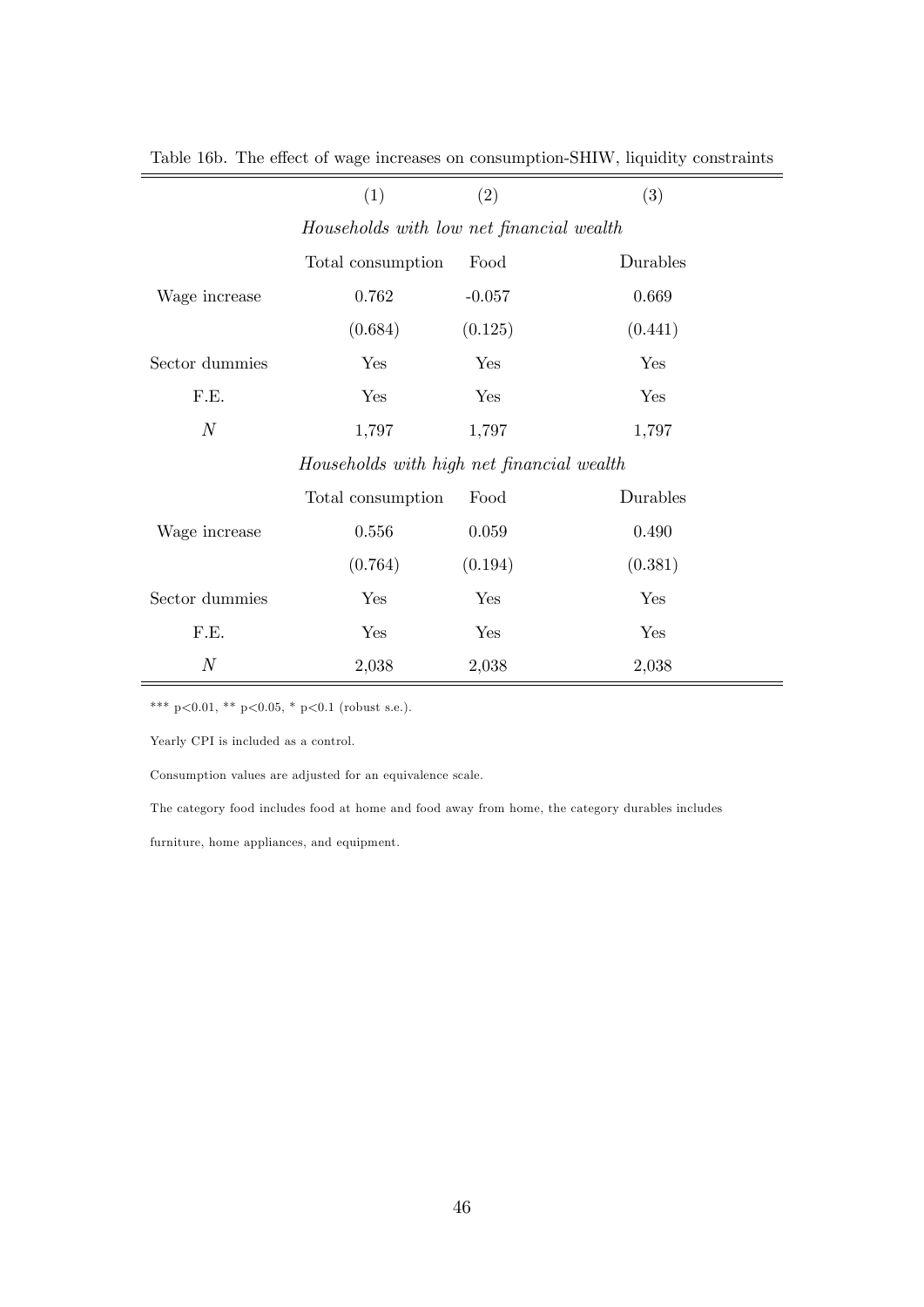Table 16b. The effect of wage increases on consumption-SHIW, liquidity constraints

| | (1) | (2) | (3) |
|---|---|---|---|
| | *Households with low net financial wealth* | | |
| | Total consumption | Food | Durables |
| Wage increase | 0.762 | -0.057 | 0.669 |
| | (0.684) | (0.125) | (0.441) |
| Sector dummies | Yes | Yes | Yes |
| F.E. | Yes | Yes | Yes |
| $N$ | 1,797 | 1,797 | 1,797 |
| | *Households with high net financial wealth* | | |
| | Total consumption | Food | Durables |
| Wage increase | 0.556 | 0.059 | 0.490 |
| | (0.764) | (0.194) | (0.381) |
| Sector dummies | Yes | Yes | Yes |
| F.E. | Yes | Yes | Yes |
| $N$ | 2,038 | 2,038 | 2,038 |

*** p<0.01, ** p<0.05, * p<0.1 (robust s.e.).

Yearly CPI is included as a control.

Consumption values are adjusted for an equivalence scale.

The category food includes food at home and food away from home, the category durables includes furniture, home appliances, and equipment.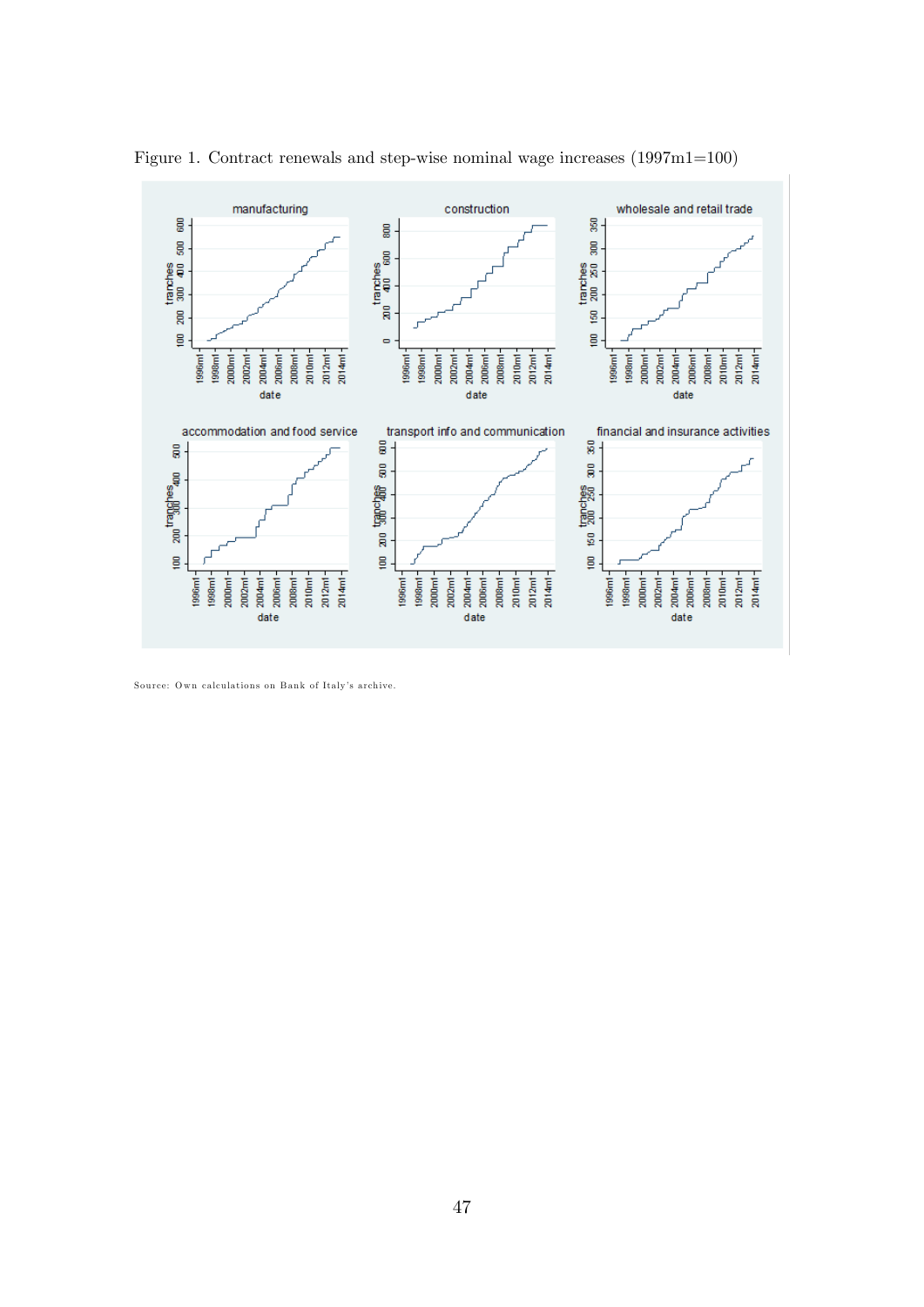Figure 1. Contract renewals and step-wise nominal wage increases (1997m1=100)

Source: Own calculations on Bank of Italy's archive.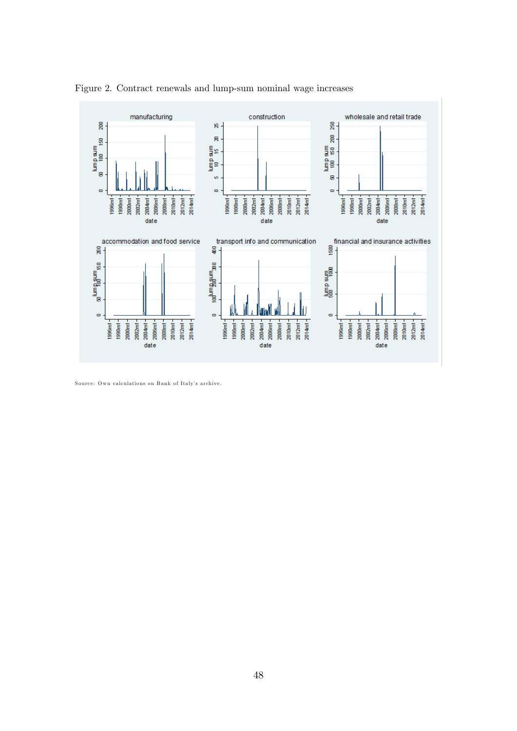Figure 2. Contract renewals and lump-sum nominal wage increases

Source: Own calculations on Bank of Italy's archive.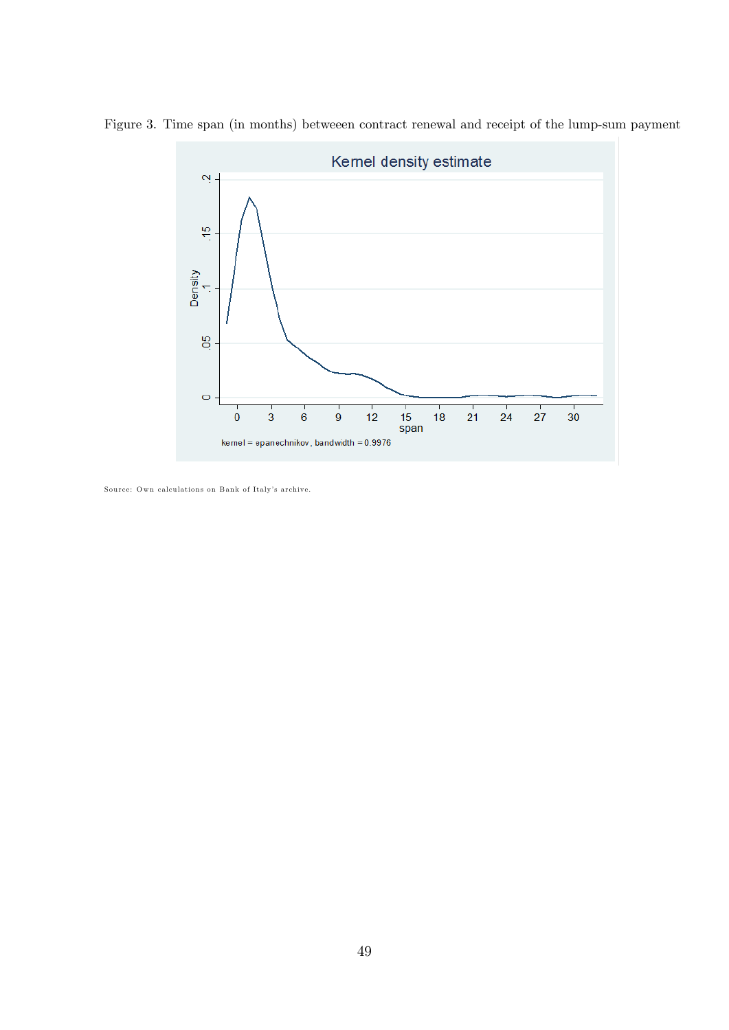Figure 3. Time span (in months) betweeen contract renewal and receipt of the lump-sum payment

Source: Own calculations on Bank of Italy's archive.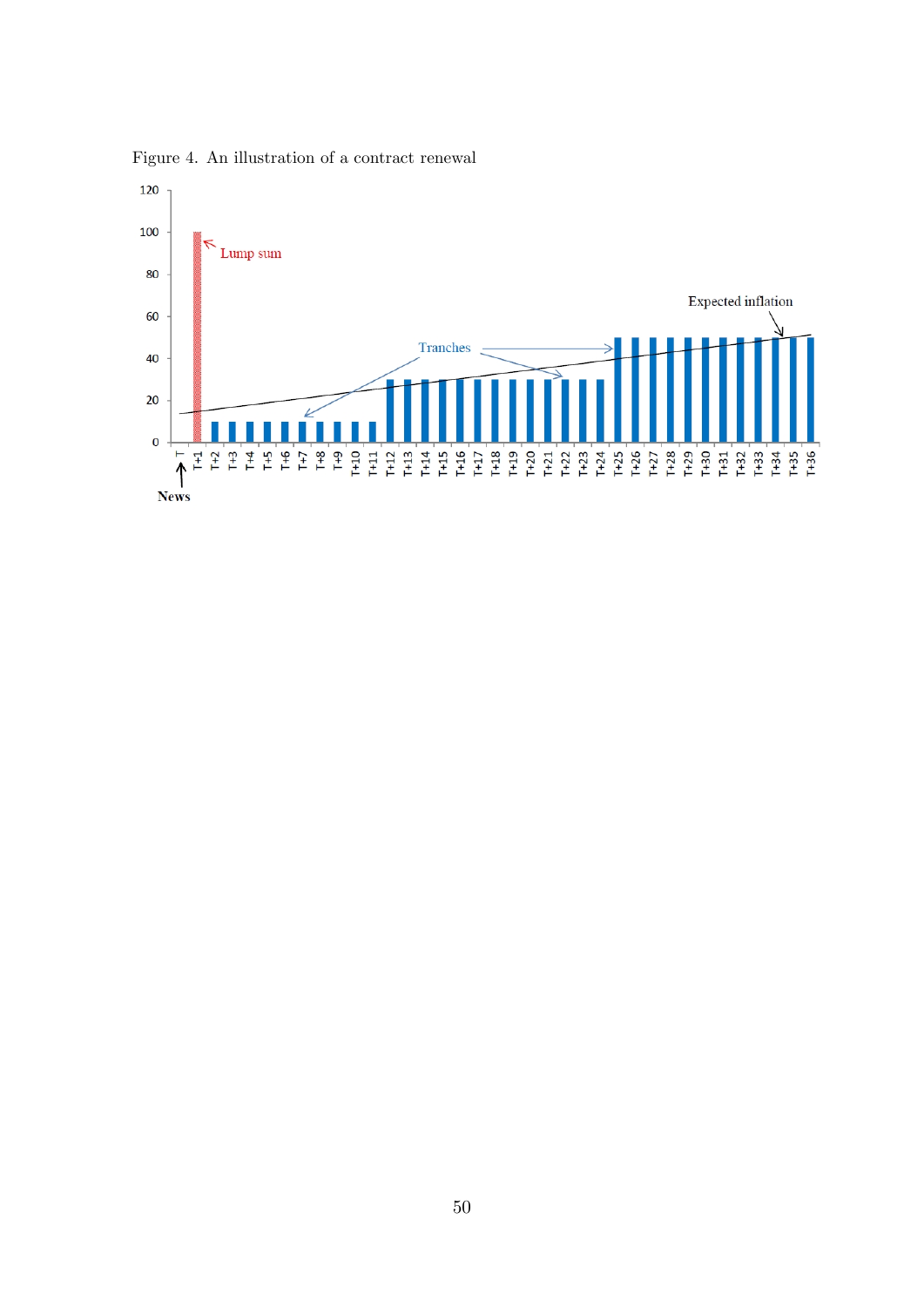Figure 4. An illustration of a contract renewal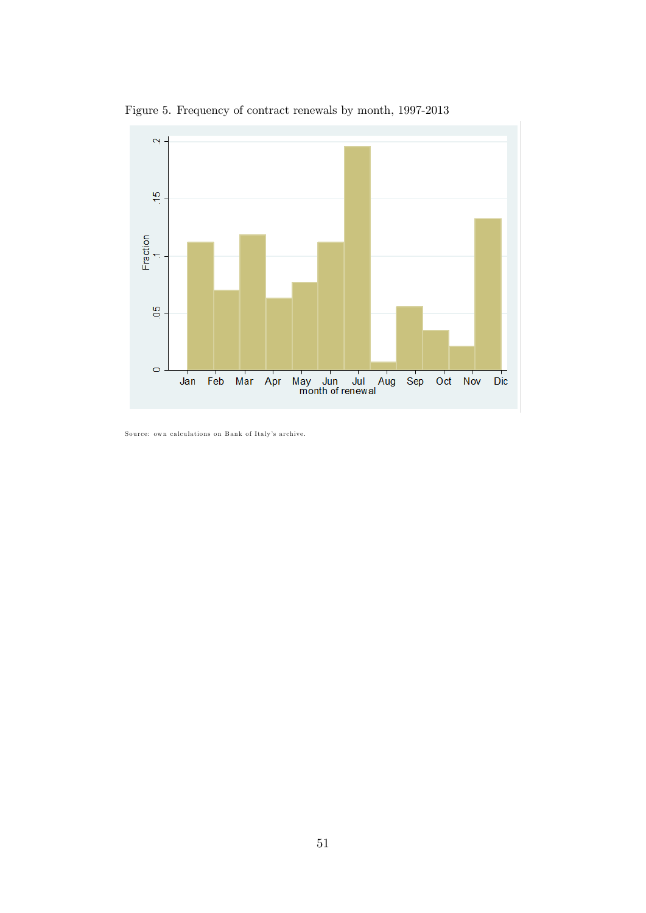Figure 5. Frequency of contract renewals by month, 1997-2013

Fraction

0
.05
.1
.15
.2

Jan Feb Mar Apr May Jun Jul Aug Sep Oct Nov Dic

month of renewal

Source: own calculations on Bank of Italy's archive.